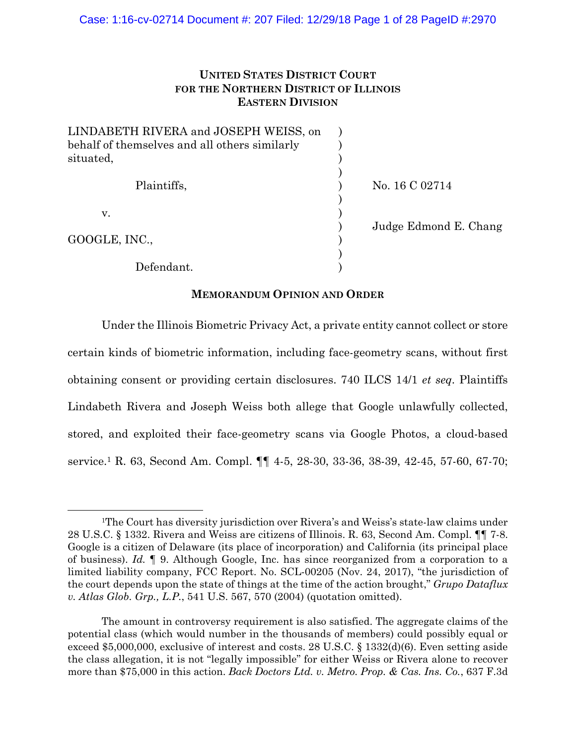**UNITED STATES DISTRICT COURT**
**FOR THE NORTHERN DISTRICT OF ILLINOIS**
**EASTERN DIVISION**

| | | |
|---|---|---|
| LINDABETH RIVERA and JOSEPH WEISS, on behalf of themselves and all others similarly situated, | ) | |
| Plaintiffs, | ) | No. 16 C 02714 |
| v. | ) | |
| | ) | Judge Edmond E. Chang |
| GOOGLE, INC., | ) | |
| Defendant. | ) | |

**MEMORANDUM OPINION AND ORDER**

Under the Illinois Biometric Privacy Act, a private entity cannot collect or store certain kinds of biometric information, including face-geometry scans, without first obtaining consent or providing certain disclosures. 740 ILCS 14/1 *et seq*. Plaintiffs Lindabeth Rivera and Joseph Weiss both allege that Google unlawfully collected, stored, and exploited their face-geometry scans via Google Photos, a cloud-based service.[1] R. 63, Second Am. Compl. ¶¶ 4-5, 28-30, 33-36, 38-39, 42-45, 57-60, 67-70;

[1]The Court has diversity jurisdiction over Rivera's and Weiss's state-law claims under 28 U.S.C. § 1332. Rivera and Weiss are citizens of Illinois. R. 63, Second Am. Compl. ¶¶ 7-8. Google is a citizen of Delaware (its place of incorporation) and California (its principal place of business). *Id.* ¶ 9. Although Google, Inc. has since reorganized from a corporation to a limited liability company, FCC Report. No. SCL-00205 (Nov. 24, 2017), "the jurisdiction of the court depends upon the state of things at the time of the action brought," *Grupo Dataflux v. Atlas Glob. Grp., L.P.*, 541 U.S. 567, 570 (2004) (quotation omitted).

The amount in controversy requirement is also satisfied. The aggregate claims of the potential class (which would number in the thousands of members) could possibly equal or exceed $5,000,000, exclusive of interest and costs. 28 U.S.C. § 1332(d)(6). Even setting aside the class allegation, it is not "legally impossible" for either Weiss or Rivera alone to recover more than $75,000 in this action. *Back Doctors Ltd. v. Metro. Prop. & Cas. Ins. Co.*, 637 F.3d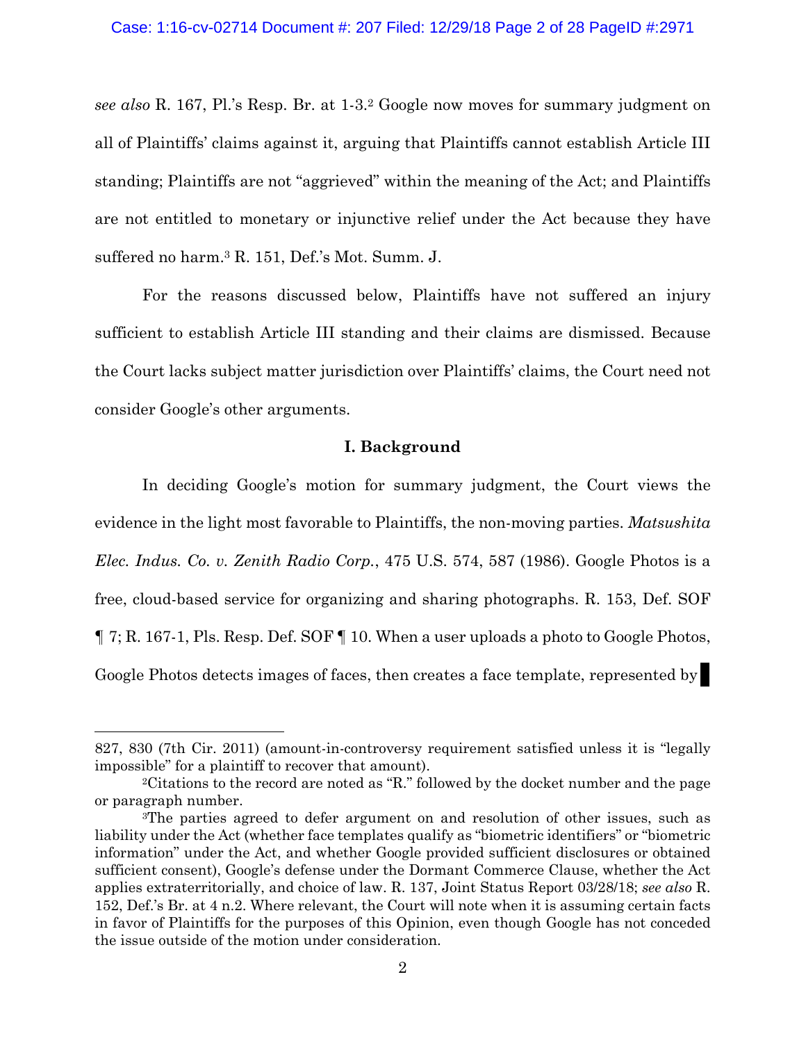*see also* R. 167, Pl.'s Resp. Br. at 1-3.[2] Google now moves for summary judgment on all of Plaintiffs' claims against it, arguing that Plaintiffs cannot establish Article III standing; Plaintiffs are not "aggrieved" within the meaning of the Act; and Plaintiffs are not entitled to monetary or injunctive relief under the Act because they have suffered no harm.[3] R. 151, Def.'s Mot. Summ. J.

For the reasons discussed below, Plaintiffs have not suffered an injury sufficient to establish Article III standing and their claims are dismissed. Because the Court lacks subject matter jurisdiction over Plaintiffs' claims, the Court need not consider Google's other arguments.

## I. Background

In deciding Google's motion for summary judgment, the Court views the evidence in the light most favorable to Plaintiffs, the non-moving parties. *Matsushita Elec. Indus. Co. v. Zenith Radio Corp.*, 475 U.S. 574, 587 (1986). Google Photos is a free, cloud-based service for organizing and sharing photographs. R. 153, Def. SOF ¶ 7; R. 167-1, Pls. Resp. Def. SOF ¶ 10. When a user uploads a photo to Google Photos, Google Photos detects images of faces, then creates a face template, represented by █

---

827, 830 (7th Cir. 2011) (amount-in-controversy requirement satisfied unless it is "legally impossible" for a plaintiff to recover that amount).

[2]Citations to the record are noted as "R." followed by the docket number and the page or paragraph number.

[3]The parties agreed to defer argument on and resolution of other issues, such as liability under the Act (whether face templates qualify as "biometric identifiers" or "biometric information" under the Act, and whether Google provided sufficient disclosures or obtained sufficient consent), Google's defense under the Dormant Commerce Clause, whether the Act applies extraterritorially, and choice of law. R. 137, Joint Status Report 03/28/18; *see also* R. 152, Def.'s Br. at 4 n.2. Where relevant, the Court will note when it is assuming certain facts in favor of Plaintiffs for the purposes of this Opinion, even though Google has not conceded the issue outside of the motion under consideration.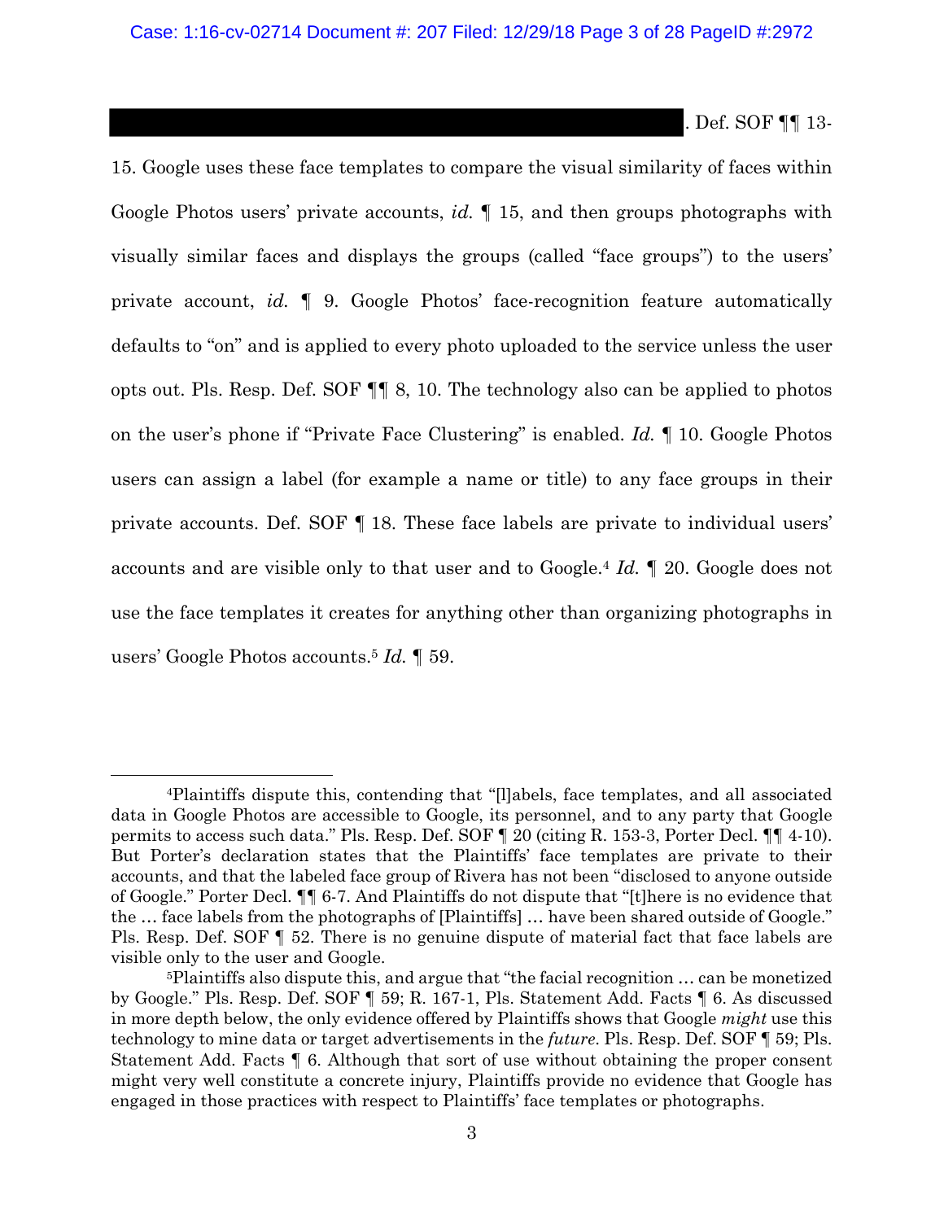[REDACTED]. Def. SOF ¶¶ 13-15. Google uses these face templates to compare the visual similarity of faces within Google Photos users' private accounts, *id.* ¶ 15, and then groups photographs with visually similar faces and displays the groups (called "face groups") to the users' private account, *id.* ¶ 9. Google Photos' face-recognition feature automatically defaults to "on" and is applied to every photo uploaded to the service unless the user opts out. Pls. Resp. Def. SOF ¶¶ 8, 10. The technology also can be applied to photos on the user's phone if "Private Face Clustering" is enabled. *Id.* ¶ 10. Google Photos users can assign a label (for example a name or title) to any face groups in their private accounts. Def. SOF ¶ 18. These face labels are private to individual users' accounts and are visible only to that user and to Google.[4] *Id.* ¶ 20. Google does not use the face templates it creates for anything other than organizing photographs in users' Google Photos accounts.[5] *Id.* ¶ 59.

---

[4] Plaintiffs dispute this, contending that "[l]abels, face templates, and all associated data in Google Photos are accessible to Google, its personnel, and to any party that Google permits to access such data." Pls. Resp. Def. SOF ¶ 20 (citing R. 153-3, Porter Decl. ¶¶ 4-10). But Porter's declaration states that the Plaintiffs' face templates are private to their accounts, and that the labeled face group of Rivera has not been "disclosed to anyone outside of Google." Porter Decl. ¶¶ 6-7. And Plaintiffs do not dispute that "[t]here is no evidence that the … face labels from the photographs of [Plaintiffs] … have been shared outside of Google." Pls. Resp. Def. SOF ¶ 52. There is no genuine dispute of material fact that face labels are visible only to the user and Google.

[5] Plaintiffs also dispute this, and argue that "the facial recognition … can be monetized by Google." Pls. Resp. Def. SOF ¶ 59; R. 167-1, Pls. Statement Add. Facts ¶ 6. As discussed in more depth below, the only evidence offered by Plaintiffs shows that Google *might* use this technology to mine data or target advertisements in the *future*. Pls. Resp. Def. SOF ¶ 59; Pls. Statement Add. Facts ¶ 6. Although that sort of use without obtaining the proper consent might very well constitute a concrete injury, Plaintiffs provide no evidence that Google has engaged in those practices with respect to Plaintiffs' face templates or photographs.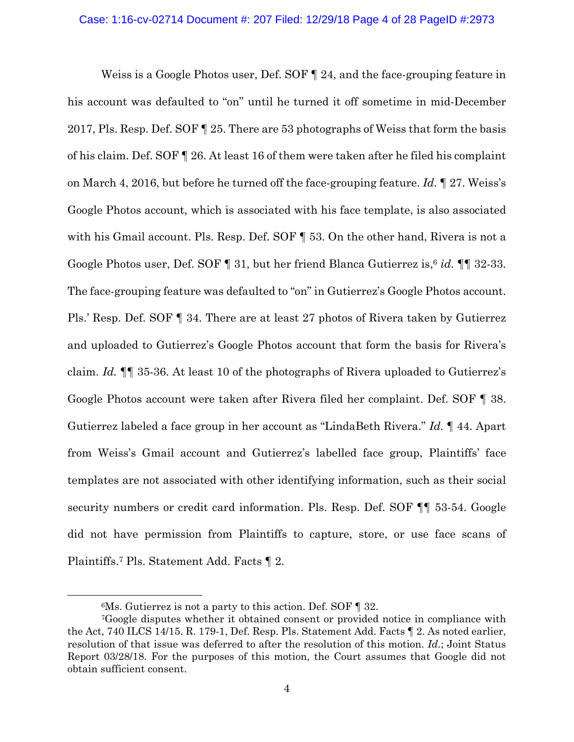Weiss is a Google Photos user, Def. SOF ¶ 24, and the face-grouping feature in his account was defaulted to "on" until he turned it off sometime in mid-December 2017, Pls. Resp. Def. SOF ¶ 25. There are 53 photographs of Weiss that form the basis of his claim. Def. SOF ¶ 26. At least 16 of them were taken after he filed his complaint on March 4, 2016, but before he turned off the face-grouping feature. *Id.* ¶ 27. Weiss's Google Photos account, which is associated with his face template, is also associated with his Gmail account. Pls. Resp. Def. SOF ¶ 53. On the other hand, Rivera is not a Google Photos user, Def. SOF ¶ 31, but her friend Blanca Gutierrez is,[6] *id.* ¶¶ 32-33. The face-grouping feature was defaulted to "on" in Gutierrez's Google Photos account. Pls.' Resp. Def. SOF ¶ 34. There are at least 27 photos of Rivera taken by Gutierrez and uploaded to Gutierrez's Google Photos account that form the basis for Rivera's claim. *Id.* ¶¶ 35-36. At least 10 of the photographs of Rivera uploaded to Gutierrez's Google Photos account were taken after Rivera filed her complaint. Def. SOF ¶ 38. Gutierrez labeled a face group in her account as "LindaBeth Rivera." *Id.* ¶ 44. Apart from Weiss's Gmail account and Gutierrez's labelled face group, Plaintiffs' face templates are not associated with other identifying information, such as their social security numbers or credit card information. Pls. Resp. Def. SOF ¶¶ 53-54. Google did not have permission from Plaintiffs to capture, store, or use face scans of Plaintiffs.[7] Pls. Statement Add. Facts ¶ 2.

---

[6] Ms. Gutierrez is not a party to this action. Def. SOF ¶ 32.

[7] Google disputes whether it obtained consent or provided notice in compliance with the Act, 740 ILCS 14/15. R. 179-1, Def. Resp. Pls. Statement Add. Facts ¶ 2. As noted earlier, resolution of that issue was deferred to after the resolution of this motion. *Id.*; Joint Status Report 03/28/18. For the purposes of this motion, the Court assumes that Google did not obtain sufficient consent.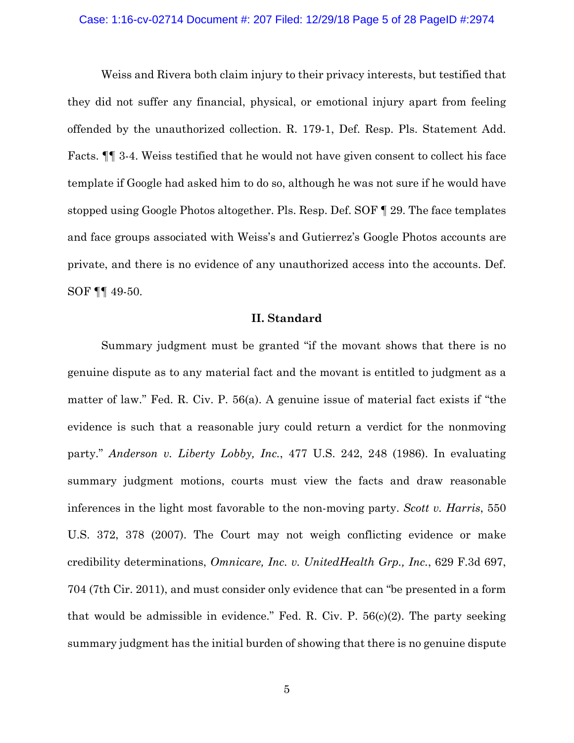Weiss and Rivera both claim injury to their privacy interests, but testified that they did not suffer any financial, physical, or emotional injury apart from feeling offended by the unauthorized collection. R. 179-1, Def. Resp. Pls. Statement Add. Facts. ¶¶ 3-4. Weiss testified that he would not have given consent to collect his face template if Google had asked him to do so, although he was not sure if he would have stopped using Google Photos altogether. Pls. Resp. Def. SOF ¶ 29. The face templates and face groups associated with Weiss's and Gutierrez's Google Photos accounts are private, and there is no evidence of any unauthorized access into the accounts. Def. SOF ¶¶ 49-50.

## II. Standard

Summary judgment must be granted "if the movant shows that there is no genuine dispute as to any material fact and the movant is entitled to judgment as a matter of law." Fed. R. Civ. P. 56(a). A genuine issue of material fact exists if "the evidence is such that a reasonable jury could return a verdict for the nonmoving party." *Anderson v. Liberty Lobby, Inc.*, 477 U.S. 242, 248 (1986). In evaluating summary judgment motions, courts must view the facts and draw reasonable inferences in the light most favorable to the non-moving party. *Scott v. Harris*, 550 U.S. 372, 378 (2007). The Court may not weigh conflicting evidence or make credibility determinations, *Omnicare, Inc. v. UnitedHealth Grp., Inc.*, 629 F.3d 697, 704 (7th Cir. 2011), and must consider only evidence that can "be presented in a form that would be admissible in evidence." Fed. R. Civ. P. 56(c)(2). The party seeking summary judgment has the initial burden of showing that there is no genuine dispute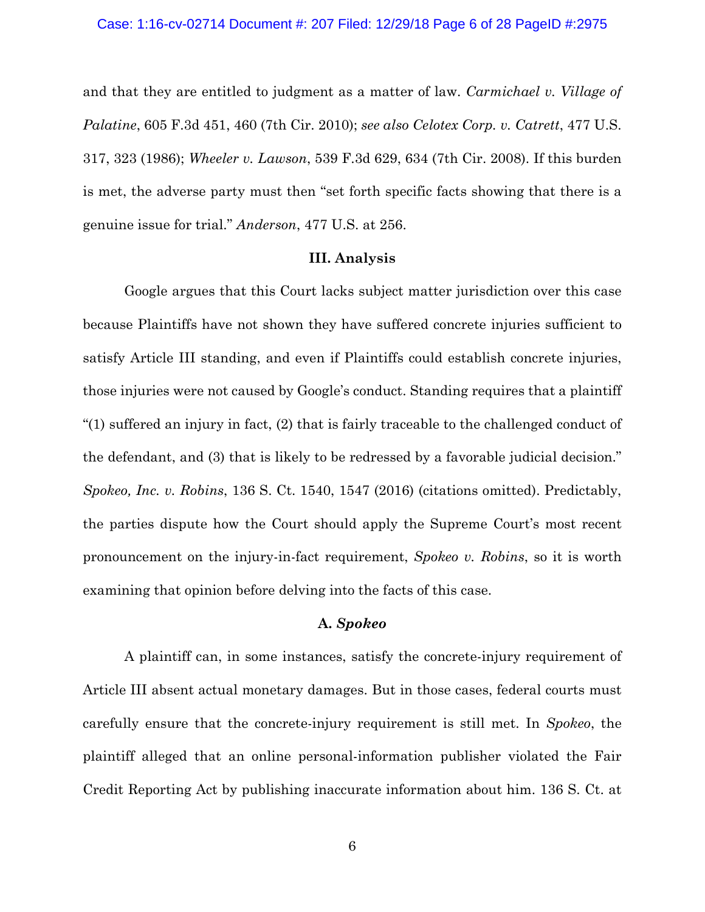and that they are entitled to judgment as a matter of law. *Carmichael v. Village of Palatine*, 605 F.3d 451, 460 (7th Cir. 2010); *see also Celotex Corp. v. Catrett*, 477 U.S. 317, 323 (1986); *Wheeler v. Lawson*, 539 F.3d 629, 634 (7th Cir. 2008). If this burden is met, the adverse party must then "set forth specific facts showing that there is a genuine issue for trial." *Anderson*, 477 U.S. at 256.

## III. Analysis

Google argues that this Court lacks subject matter jurisdiction over this case because Plaintiffs have not shown they have suffered concrete injuries sufficient to satisfy Article III standing, and even if Plaintiffs could establish concrete injuries, those injuries were not caused by Google's conduct. Standing requires that a plaintiff "(1) suffered an injury in fact, (2) that is fairly traceable to the challenged conduct of the defendant, and (3) that is likely to be redressed by a favorable judicial decision." *Spokeo, Inc. v. Robins*, 136 S. Ct. 1540, 1547 (2016) (citations omitted). Predictably, the parties dispute how the Court should apply the Supreme Court's most recent pronouncement on the injury-in-fact requirement, *Spokeo v. Robins*, so it is worth examining that opinion before delving into the facts of this case.

### A. *Spokeo*

A plaintiff can, in some instances, satisfy the concrete-injury requirement of Article III absent actual monetary damages. But in those cases, federal courts must carefully ensure that the concrete-injury requirement is still met. In *Spokeo*, the plaintiff alleged that an online personal-information publisher violated the Fair Credit Reporting Act by publishing inaccurate information about him. 136 S. Ct. at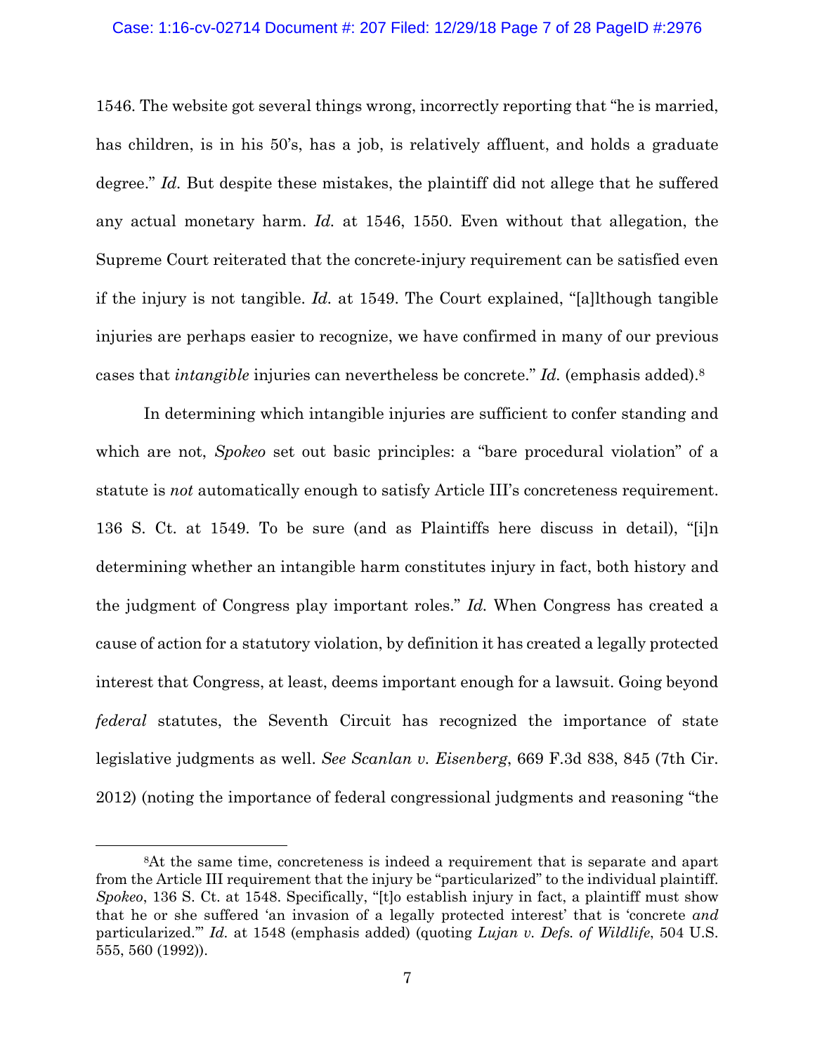1546. The website got several things wrong, incorrectly reporting that "he is married, has children, is in his 50's, has a job, is relatively affluent, and holds a graduate degree." *Id.* But despite these mistakes, the plaintiff did not allege that he suffered any actual monetary harm. *Id.* at 1546, 1550. Even without that allegation, the Supreme Court reiterated that the concrete-injury requirement can be satisfied even if the injury is not tangible. *Id.* at 1549. The Court explained, "[a]lthough tangible injuries are perhaps easier to recognize, we have confirmed in many of our previous cases that *intangible* injuries can nevertheless be concrete." *Id.* (emphasis added).[8]

In determining which intangible injuries are sufficient to confer standing and which are not, *Spokeo* set out basic principles: a "bare procedural violation" of a statute is *not* automatically enough to satisfy Article III's concreteness requirement. 136 S. Ct. at 1549. To be sure (and as Plaintiffs here discuss in detail), "[i]n determining whether an intangible harm constitutes injury in fact, both history and the judgment of Congress play important roles." *Id.* When Congress has created a cause of action for a statutory violation, by definition it has created a legally protected interest that Congress, at least, deems important enough for a lawsuit. Going beyond *federal* statutes, the Seventh Circuit has recognized the importance of state legislative judgments as well. *See Scanlan v. Eisenberg*, 669 F.3d 838, 845 (7th Cir. 2012) (noting the importance of federal congressional judgments and reasoning "the

---

[8]At the same time, concreteness is indeed a requirement that is separate and apart from the Article III requirement that the injury be "particularized" to the individual plaintiff. *Spokeo*, 136 S. Ct. at 1548. Specifically, "[t]o establish injury in fact, a plaintiff must show that he or she suffered 'an invasion of a legally protected interest' that is 'concrete *and* particularized.'" *Id.* at 1548 (emphasis added) (quoting *Lujan v. Defs. of Wildlife*, 504 U.S. 555, 560 (1992)).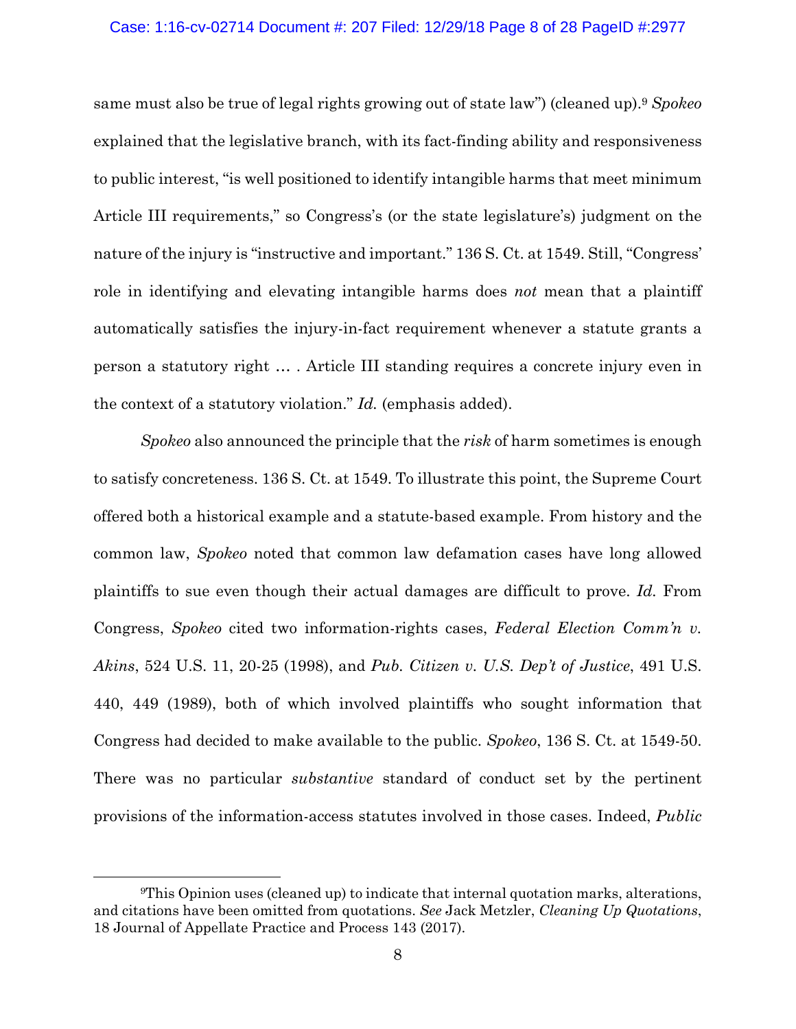same must also be true of legal rights growing out of state law") (cleaned up).[9] *Spokeo* explained that the legislative branch, with its fact-finding ability and responsiveness to public interest, "is well positioned to identify intangible harms that meet minimum Article III requirements," so Congress's (or the state legislature's) judgment on the nature of the injury is "instructive and important." 136 S. Ct. at 1549. Still, "Congress' role in identifying and elevating intangible harms does *not* mean that a plaintiff automatically satisfies the injury-in-fact requirement whenever a statute grants a person a statutory right … . Article III standing requires a concrete injury even in the context of a statutory violation." *Id.* (emphasis added).

*Spokeo* also announced the principle that the *risk* of harm sometimes is enough to satisfy concreteness. 136 S. Ct. at 1549. To illustrate this point, the Supreme Court offered both a historical example and a statute-based example. From history and the common law, *Spokeo* noted that common law defamation cases have long allowed plaintiffs to sue even though their actual damages are difficult to prove. *Id.* From Congress, *Spokeo* cited two information-rights cases, *Federal Election Comm'n v. Akins*, 524 U.S. 11, 20-25 (1998), and *Pub. Citizen v. U.S. Dep't of Justice*, 491 U.S. 440, 449 (1989), both of which involved plaintiffs who sought information that Congress had decided to make available to the public. *Spokeo*, 136 S. Ct. at 1549-50. There was no particular *substantive* standard of conduct set by the pertinent provisions of the information-access statutes involved in those cases. Indeed, *Public*

---

[9] This Opinion uses (cleaned up) to indicate that internal quotation marks, alterations, and citations have been omitted from quotations. *See* Jack Metzler, *Cleaning Up Quotations*, 18 Journal of Appellate Practice and Process 143 (2017).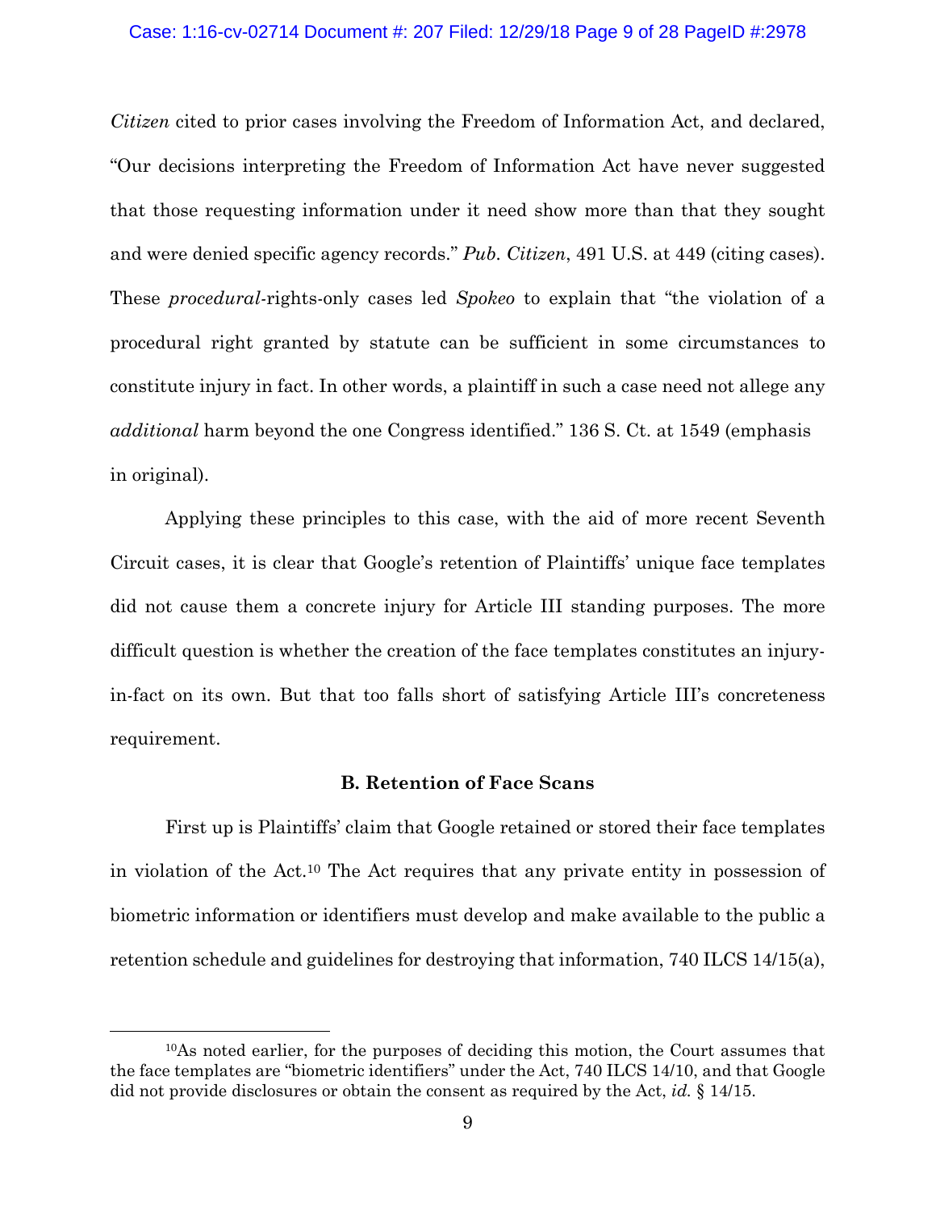*Citizen* cited to prior cases involving the Freedom of Information Act, and declared, "Our decisions interpreting the Freedom of Information Act have never suggested that those requesting information under it need show more than that they sought and were denied specific agency records." *Pub. Citizen*, 491 U.S. at 449 (citing cases). These *procedural*-rights-only cases led *Spokeo* to explain that "the violation of a procedural right granted by statute can be sufficient in some circumstances to constitute injury in fact. In other words, a plaintiff in such a case need not allege any *additional* harm beyond the one Congress identified." 136 S. Ct. at 1549 (emphasis in original).

Applying these principles to this case, with the aid of more recent Seventh Circuit cases, it is clear that Google's retention of Plaintiffs' unique face templates did not cause them a concrete injury for Article III standing purposes. The more difficult question is whether the creation of the face templates constitutes an injury-in-fact on its own. But that too falls short of satisfying Article III's concreteness requirement.

### B. Retention of Face Scans

First up is Plaintiffs' claim that Google retained or stored their face templates in violation of the Act.[10] The Act requires that any private entity in possession of biometric information or identifiers must develop and make available to the public a retention schedule and guidelines for destroying that information, 740 ILCS 14/15(a),

---

[10]As noted earlier, for the purposes of deciding this motion, the Court assumes that the face templates are "biometric identifiers" under the Act, 740 ILCS 14/10, and that Google did not provide disclosures or obtain the consent as required by the Act, *id.* § 14/15.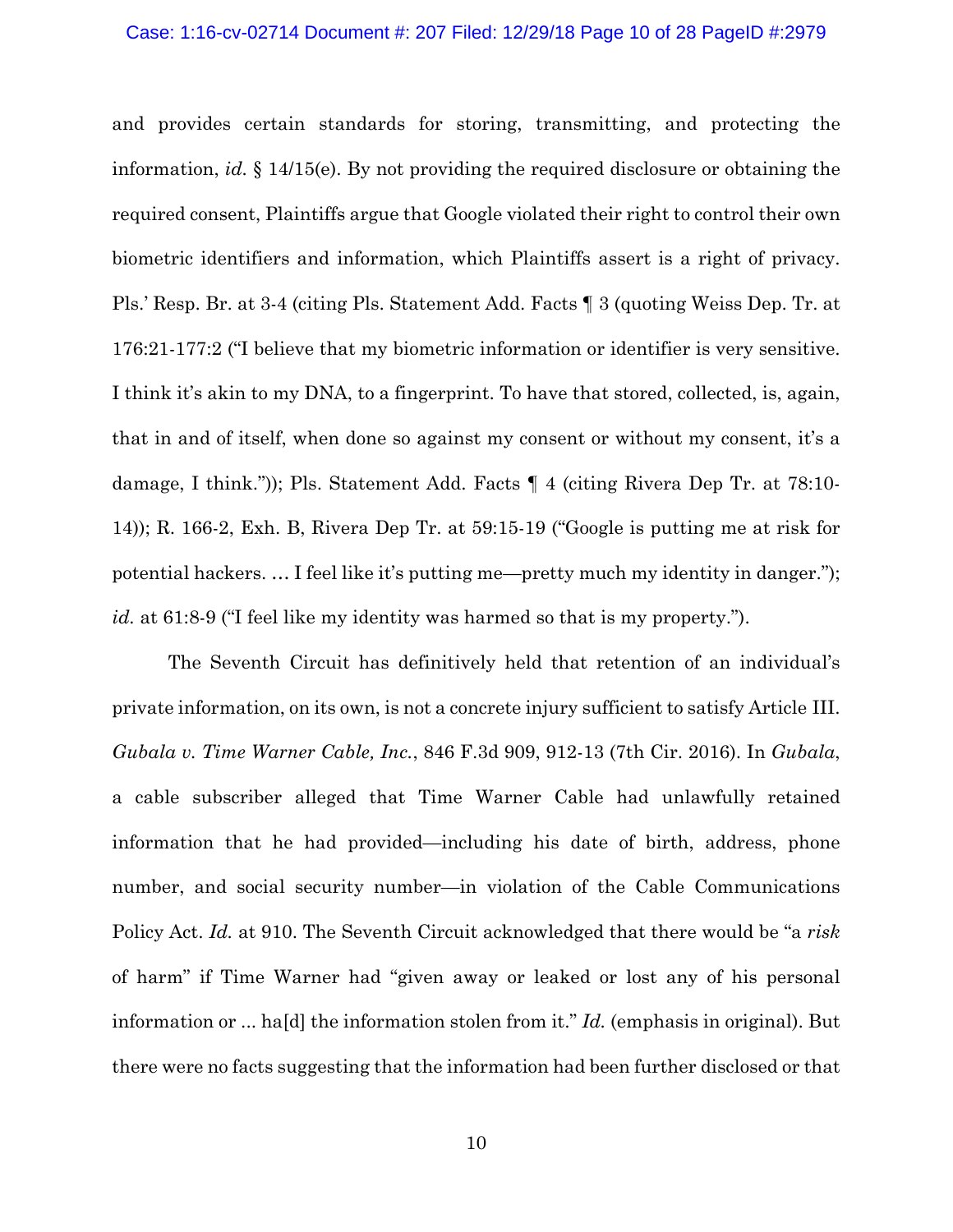and provides certain standards for storing, transmitting, and protecting the information, *id.* § 14/15(e). By not providing the required disclosure or obtaining the required consent, Plaintiffs argue that Google violated their right to control their own biometric identifiers and information, which Plaintiffs assert is a right of privacy. Pls.' Resp. Br. at 3-4 (citing Pls. Statement Add. Facts ¶ 3 (quoting Weiss Dep. Tr. at 176:21-177:2 ("I believe that my biometric information or identifier is very sensitive. I think it's akin to my DNA, to a fingerprint. To have that stored, collected, is, again, that in and of itself, when done so against my consent or without my consent, it's a damage, I think.")); Pls. Statement Add. Facts ¶ 4 (citing Rivera Dep Tr. at 78:10-14)); R. 166-2, Exh. B, Rivera Dep Tr. at 59:15-19 ("Google is putting me at risk for potential hackers. … I feel like it's putting me—pretty much my identity in danger."); *id.* at 61:8-9 ("I feel like my identity was harmed so that is my property.").

The Seventh Circuit has definitively held that retention of an individual's private information, on its own, is not a concrete injury sufficient to satisfy Article III. *Gubala v. Time Warner Cable, Inc.*, 846 F.3d 909, 912-13 (7th Cir. 2016). In *Gubala*, a cable subscriber alleged that Time Warner Cable had unlawfully retained information that he had provided—including his date of birth, address, phone number, and social security number—in violation of the Cable Communications Policy Act. *Id.* at 910. The Seventh Circuit acknowledged that there would be "a *risk* of harm" if Time Warner had "given away or leaked or lost any of his personal information or ... ha[d] the information stolen from it." *Id.* (emphasis in original). But there were no facts suggesting that the information had been further disclosed or that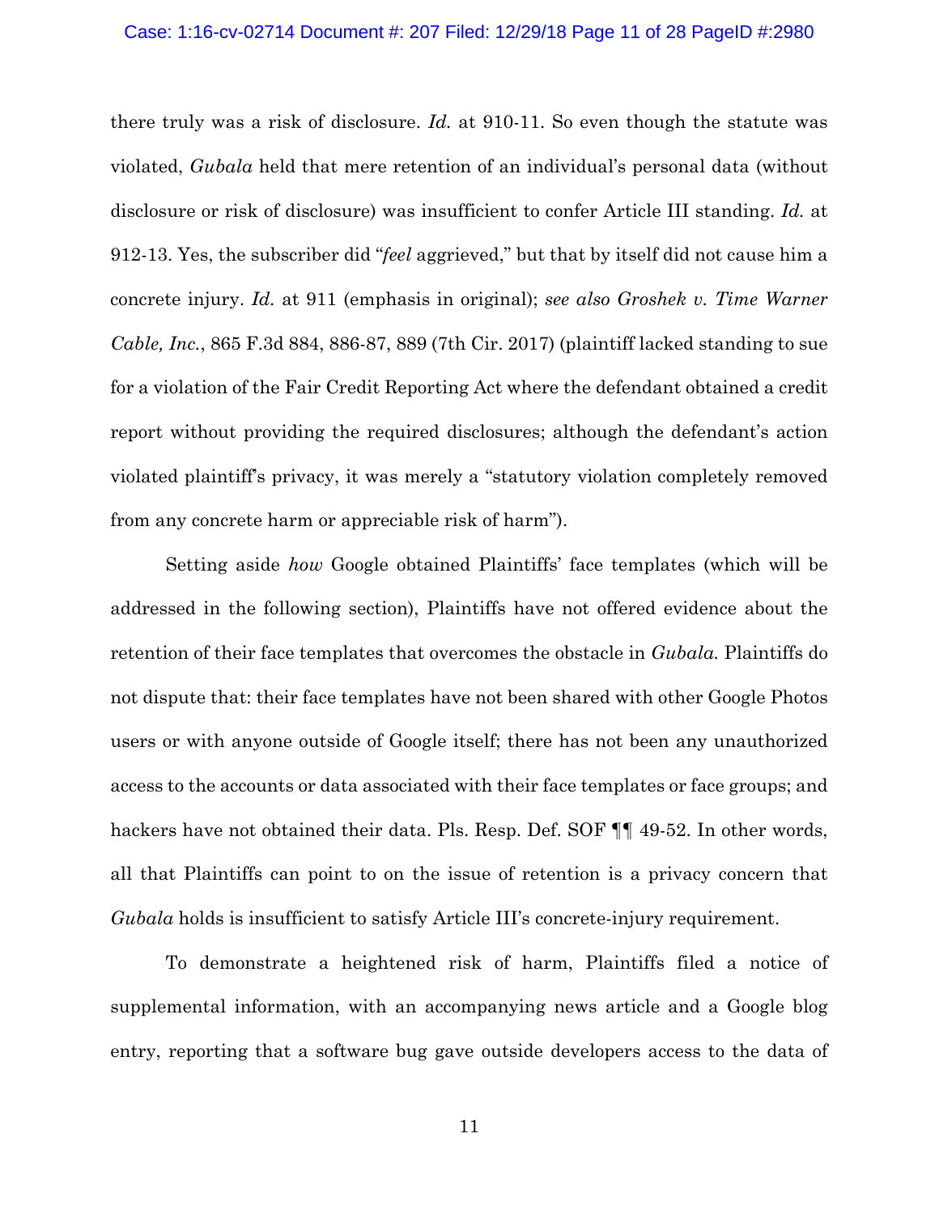there truly was a risk of disclosure. *Id.* at 910-11. So even though the statute was violated, *Gubala* held that mere retention of an individual's personal data (without disclosure or risk of disclosure) was insufficient to confer Article III standing. *Id.* at 912-13. Yes, the subscriber did "*feel* aggrieved," but that by itself did not cause him a concrete injury. *Id.* at 911 (emphasis in original); *see also Groshek v. Time Warner Cable, Inc.*, 865 F.3d 884, 886-87, 889 (7th Cir. 2017) (plaintiff lacked standing to sue for a violation of the Fair Credit Reporting Act where the defendant obtained a credit report without providing the required disclosures; although the defendant's action violated plaintiff's privacy, it was merely a "statutory violation completely removed from any concrete harm or appreciable risk of harm").

Setting aside *how* Google obtained Plaintiffs' face templates (which will be addressed in the following section), Plaintiffs have not offered evidence about the retention of their face templates that overcomes the obstacle in *Gubala.* Plaintiffs do not dispute that: their face templates have not been shared with other Google Photos users or with anyone outside of Google itself; there has not been any unauthorized access to the accounts or data associated with their face templates or face groups; and hackers have not obtained their data. Pls. Resp. Def. SOF ¶¶ 49-52. In other words, all that Plaintiffs can point to on the issue of retention is a privacy concern that *Gubala* holds is insufficient to satisfy Article III's concrete-injury requirement.

To demonstrate a heightened risk of harm, Plaintiffs filed a notice of supplemental information, with an accompanying news article and a Google blog entry, reporting that a software bug gave outside developers access to the data of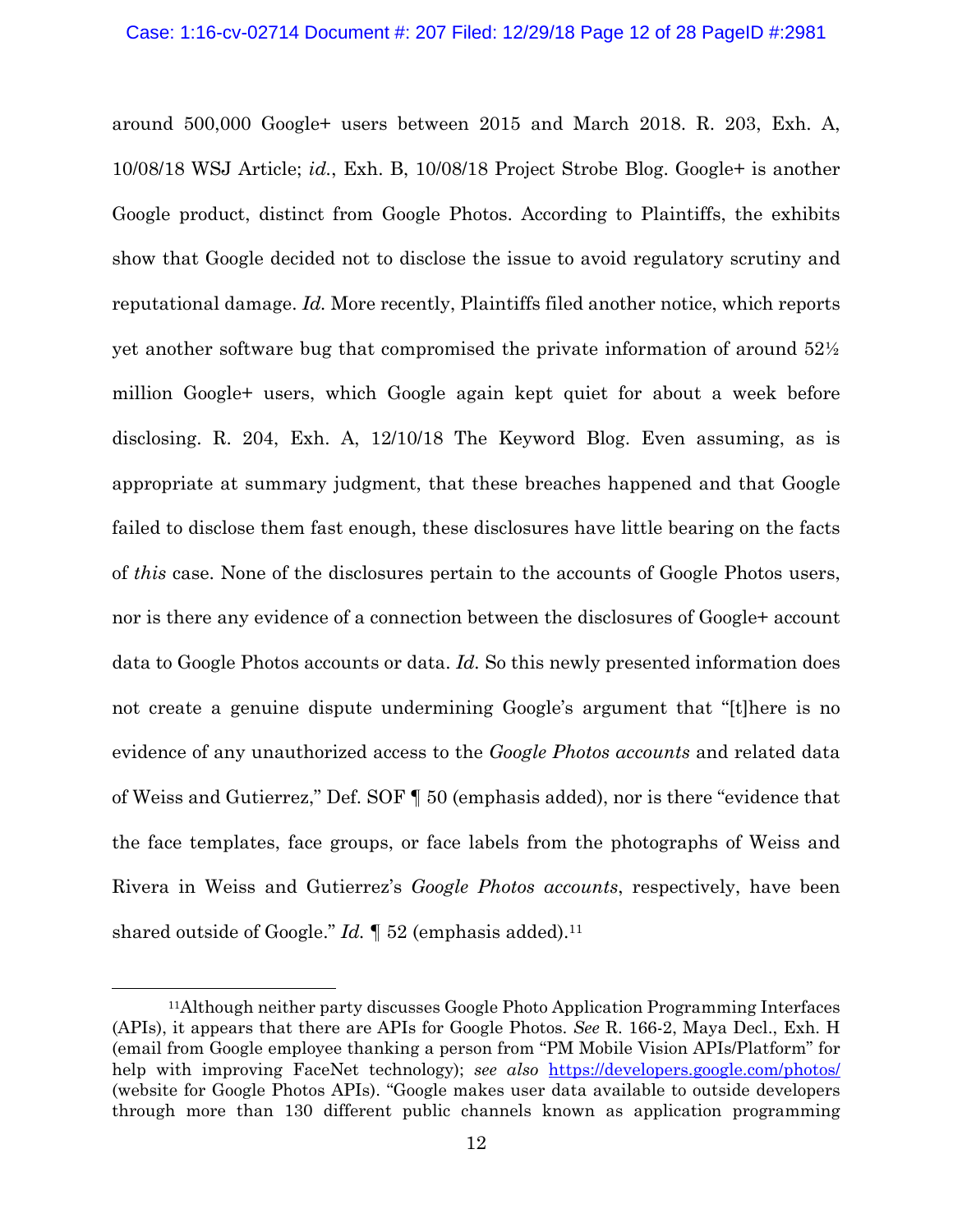around 500,000 Google+ users between 2015 and March 2018. R. 203, Exh. A, 10/08/18 WSJ Article; *id.*, Exh. B, 10/08/18 Project Strobe Blog. Google+ is another Google product, distinct from Google Photos. According to Plaintiffs, the exhibits show that Google decided not to disclose the issue to avoid regulatory scrutiny and reputational damage. *Id.* More recently, Plaintiffs filed another notice, which reports yet another software bug that compromised the private information of around 52½ million Google+ users, which Google again kept quiet for about a week before disclosing. R. 204, Exh. A, 12/10/18 The Keyword Blog. Even assuming, as is appropriate at summary judgment, that these breaches happened and that Google failed to disclose them fast enough, these disclosures have little bearing on the facts of *this* case. None of the disclosures pertain to the accounts of Google Photos users, nor is there any evidence of a connection between the disclosures of Google+ account data to Google Photos accounts or data. *Id.* So this newly presented information does not create a genuine dispute undermining Google's argument that "[t]here is no evidence of any unauthorized access to the *Google Photos accounts* and related data of Weiss and Gutierrez," Def. SOF ¶ 50 (emphasis added), nor is there "evidence that the face templates, face groups, or face labels from the photographs of Weiss and Rivera in Weiss and Gutierrez's *Google Photos accounts*, respectively, have been shared outside of Google." *Id.* ¶ 52 (emphasis added).[11]

---

[11]Although neither party discusses Google Photo Application Programming Interfaces (APIs), it appears that there are APIs for Google Photos. *See* R. 166-2, Maya Decl., Exh. H (email from Google employee thanking a person from "PM Mobile Vision APIs/Platform" for help with improving FaceNet technology); *see also* https://developers.google.com/photos/ (website for Google Photos APIs). "Google makes user data available to outside developers through more than 130 different public channels known as application programming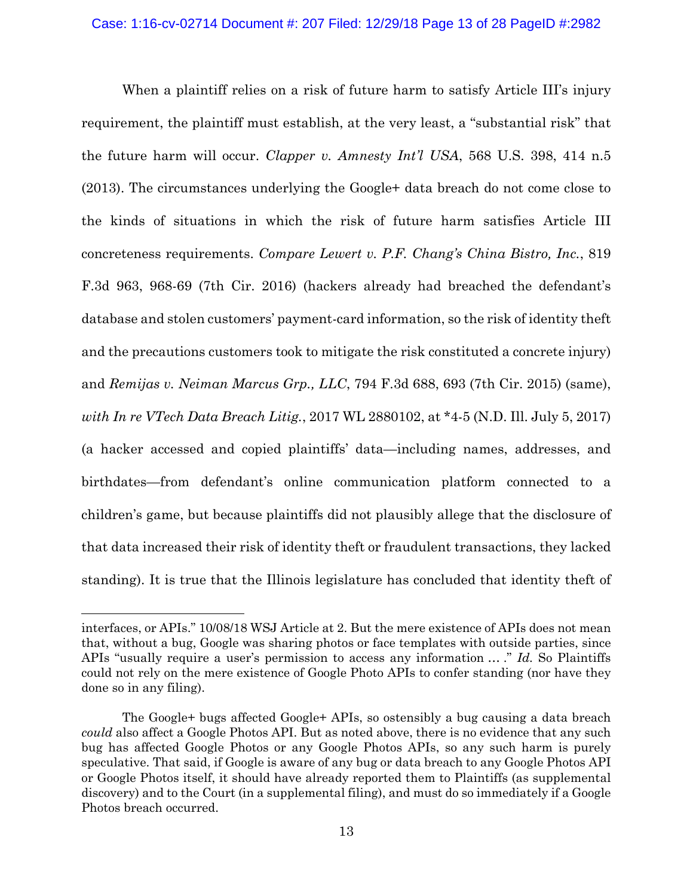When a plaintiff relies on a risk of future harm to satisfy Article III's injury requirement, the plaintiff must establish, at the very least, a "substantial risk" that the future harm will occur. *Clapper v. Amnesty Int'l USA*, 568 U.S. 398, 414 n.5 (2013). The circumstances underlying the Google+ data breach do not come close to the kinds of situations in which the risk of future harm satisfies Article III concreteness requirements. *Compare Lewert v. P.F. Chang's China Bistro, Inc.*, 819 F.3d 963, 968-69 (7th Cir. 2016) (hackers already had breached the defendant's database and stolen customers' payment-card information, so the risk of identity theft and the precautions customers took to mitigate the risk constituted a concrete injury) and *Remijas v. Neiman Marcus Grp., LLC*, 794 F.3d 688, 693 (7th Cir. 2015) (same), *with In re VTech Data Breach Litig.*, 2017 WL 2880102, at *4-5 (N.D. Ill. July 5, 2017) (a hacker accessed and copied plaintiffs' data—including names, addresses, and birthdates—from defendant's online communication platform connected to a children's game, but because plaintiffs did not plausibly allege that the disclosure of that data increased their risk of identity theft or fraudulent transactions, they lacked standing). It is true that the Illinois legislature has concluded that identity theft of

---

interfaces, or APIs." 10/08/18 WSJ Article at 2. But the mere existence of APIs does not mean that, without a bug, Google was sharing photos or face templates with outside parties, since APIs "usually require a user's permission to access any information … ." *Id.* So Plaintiffs could not rely on the mere existence of Google Photo APIs to confer standing (nor have they done so in any filing).

The Google+ bugs affected Google+ APIs, so ostensibly a bug causing a data breach *could* also affect a Google Photos API. But as noted above, there is no evidence that any such bug has affected Google Photos or any Google Photos APIs, so any such harm is purely speculative. That said, if Google is aware of any bug or data breach to any Google Photos API or Google Photos itself, it should have already reported them to Plaintiffs (as supplemental discovery) and to the Court (in a supplemental filing), and must do so immediately if a Google Photos breach occurred.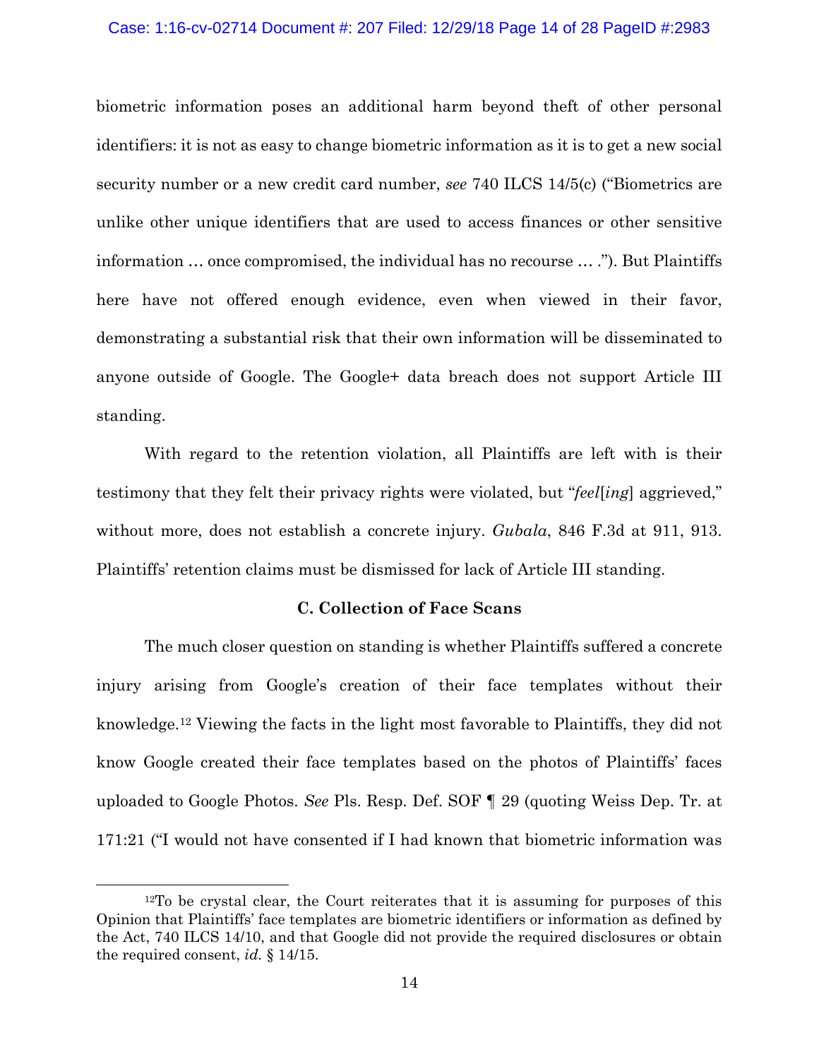biometric information poses an additional harm beyond theft of other personal identifiers: it is not as easy to change biometric information as it is to get a new social security number or a new credit card number, *see* 740 ILCS 14/5(c) ("Biometrics are unlike other unique identifiers that are used to access finances or other sensitive information … once compromised, the individual has no recourse … ."). But Plaintiffs here have not offered enough evidence, even when viewed in their favor, demonstrating a substantial risk that their own information will be disseminated to anyone outside of Google. The Google+ data breach does not support Article III standing.

With regard to the retention violation, all Plaintiffs are left with is their testimony that they felt their privacy rights were violated, but "*feel*[*ing*] aggrieved," without more, does not establish a concrete injury. *Gubala*, 846 F.3d at 911, 913. Plaintiffs' retention claims must be dismissed for lack of Article III standing.

### C. Collection of Face Scans

The much closer question on standing is whether Plaintiffs suffered a concrete injury arising from Google's creation of their face templates without their knowledge.[12] Viewing the facts in the light most favorable to Plaintiffs, they did not know Google created their face templates based on the photos of Plaintiffs' faces uploaded to Google Photos. *See* Pls. Resp. Def. SOF ¶ 29 (quoting Weiss Dep. Tr. at 171:21 ("I would not have consented if I had known that biometric information was

[12]To be crystal clear, the Court reiterates that it is assuming for purposes of this Opinion that Plaintiffs' face templates are biometric identifiers or information as defined by the Act, 740 ILCS 14/10, and that Google did not provide the required disclosures or obtain the required consent, *id.* § 14/15.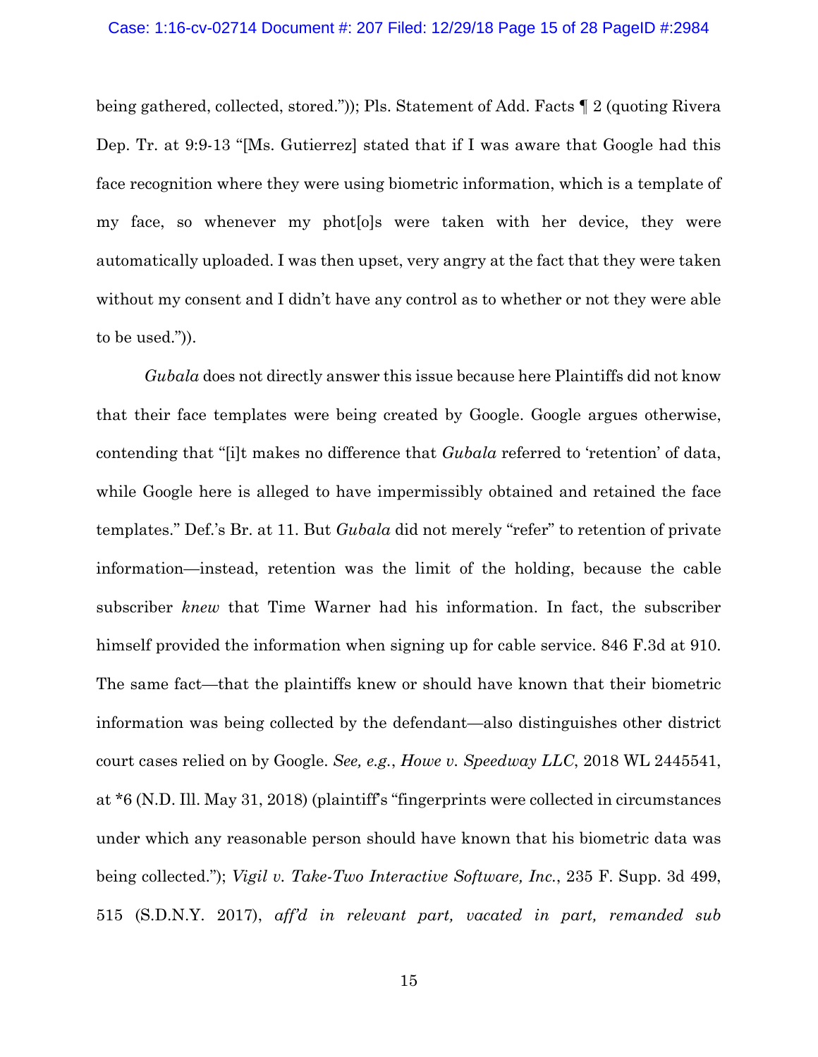being gathered, collected, stored.")); Pls. Statement of Add. Facts ¶ 2 (quoting Rivera Dep. Tr. at 9:9-13 "[Ms. Gutierrez] stated that if I was aware that Google had this face recognition where they were using biometric information, which is a template of my face, so whenever my phot[o]s were taken with her device, they were automatically uploaded. I was then upset, very angry at the fact that they were taken without my consent and I didn't have any control as to whether or not they were able to be used.")).

*Gubala* does not directly answer this issue because here Plaintiffs did not know that their face templates were being created by Google. Google argues otherwise, contending that "[i]t makes no difference that *Gubala* referred to 'retention' of data, while Google here is alleged to have impermissibly obtained and retained the face templates." Def.'s Br. at 11. But *Gubala* did not merely "refer" to retention of private information—instead, retention was the limit of the holding, because the cable subscriber *knew* that Time Warner had his information. In fact, the subscriber himself provided the information when signing up for cable service. 846 F.3d at 910. The same fact—that the plaintiffs knew or should have known that their biometric information was being collected by the defendant—also distinguishes other district court cases relied on by Google. *See, e.g.*, *Howe v. Speedway LLC*, 2018 WL 2445541, at *6 (N.D. Ill. May 31, 2018) (plaintiff's "fingerprints were collected in circumstances under which any reasonable person should have known that his biometric data was being collected."); *Vigil v. Take-Two Interactive Software, Inc.*, 235 F. Supp. 3d 499, 515 (S.D.N.Y. 2017), *aff'd in relevant part, vacated in part, remanded sub*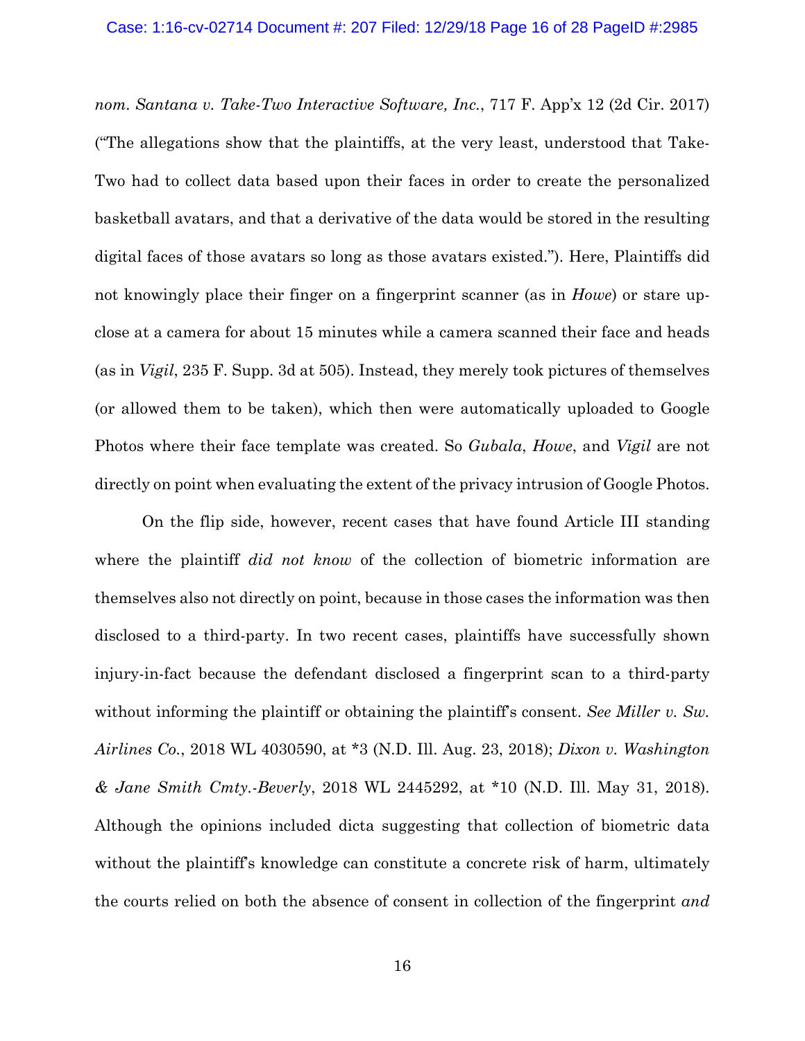*nom. Santana v. Take-Two Interactive Software, Inc.*, 717 F. App'x 12 (2d Cir. 2017) ("The allegations show that the plaintiffs, at the very least, understood that Take-Two had to collect data based upon their faces in order to create the personalized basketball avatars, and that a derivative of the data would be stored in the resulting digital faces of those avatars so long as those avatars existed."). Here, Plaintiffs did not knowingly place their finger on a fingerprint scanner (as in *Howe*) or stare up-close at a camera for about 15 minutes while a camera scanned their face and heads (as in *Vigil*, 235 F. Supp. 3d at 505). Instead, they merely took pictures of themselves (or allowed them to be taken), which then were automatically uploaded to Google Photos where their face template was created. So *Gubala*, *Howe*, and *Vigil* are not directly on point when evaluating the extent of the privacy intrusion of Google Photos.

On the flip side, however, recent cases that have found Article III standing where the plaintiff *did not know* of the collection of biometric information are themselves also not directly on point, because in those cases the information was then disclosed to a third-party. In two recent cases, plaintiffs have successfully shown injury-in-fact because the defendant disclosed a fingerprint scan to a third-party without informing the plaintiff or obtaining the plaintiff's consent. *See Miller v. Sw. Airlines Co.*, 2018 WL 4030590, at *3 (N.D. Ill. Aug. 23, 2018); *Dixon v. Washington & Jane Smith Cmty.-Beverly*, 2018 WL 2445292, at *10 (N.D. Ill. May 31, 2018). Although the opinions included dicta suggesting that collection of biometric data without the plaintiff's knowledge can constitute a concrete risk of harm, ultimately the courts relied on both the absence of consent in collection of the fingerprint *and*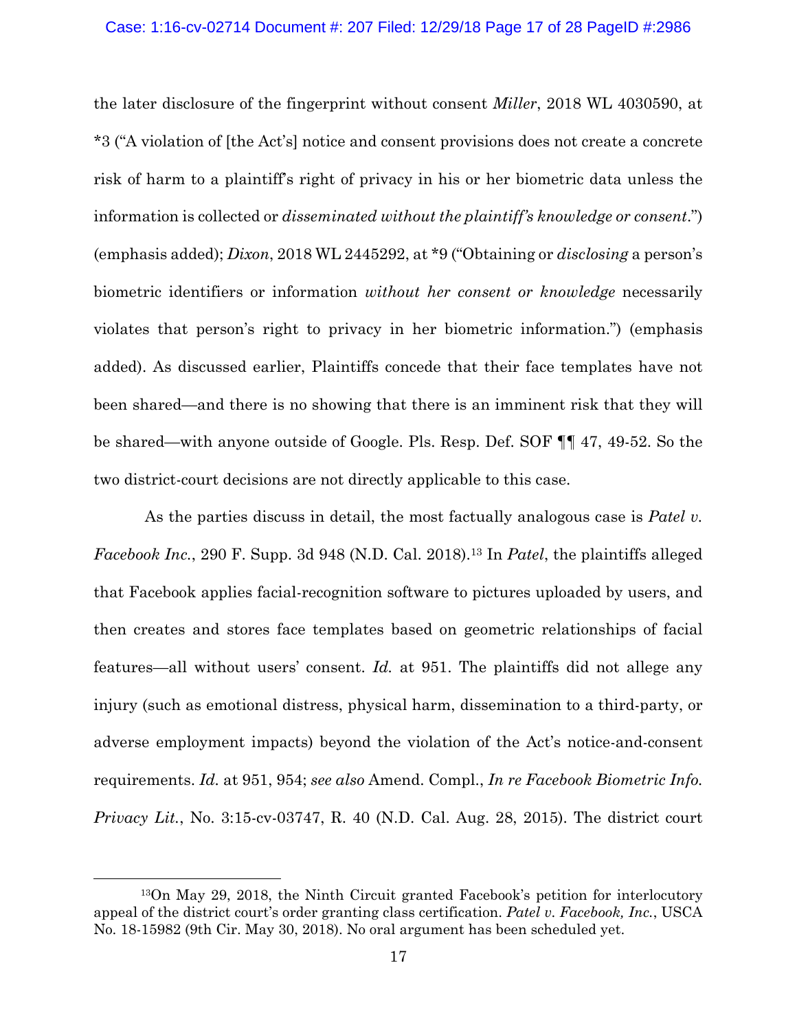the later disclosure of the fingerprint without consent *Miller*, 2018 WL 4030590, at *3 ("A violation of [the Act's] notice and consent provisions does not create a concrete risk of harm to a plaintiff's right of privacy in his or her biometric data unless the information is collected or *disseminated without the plaintiff's knowledge or consent*.") (emphasis added); *Dixon*, 2018 WL 2445292, at *9 ("Obtaining or *disclosing* a person's biometric identifiers or information *without her consent or knowledge* necessarily violates that person's right to privacy in her biometric information.") (emphasis added). As discussed earlier, Plaintiffs concede that their face templates have not been shared—and there is no showing that there is an imminent risk that they will be shared—with anyone outside of Google. Pls. Resp. Def. SOF ¶¶ 47, 49-52. So the two district-court decisions are not directly applicable to this case.

As the parties discuss in detail, the most factually analogous case is *Patel v. Facebook Inc.*, 290 F. Supp. 3d 948 (N.D. Cal. 2018).[13] In *Patel*, the plaintiffs alleged that Facebook applies facial-recognition software to pictures uploaded by users, and then creates and stores face templates based on geometric relationships of facial features—all without users' consent. *Id.* at 951. The plaintiffs did not allege any injury (such as emotional distress, physical harm, dissemination to a third-party, or adverse employment impacts) beyond the violation of the Act's notice-and-consent requirements. *Id.* at 951, 954; *see also* Amend. Compl., *In re Facebook Biometric Info. Privacy Lit.*, No. 3:15-cv-03747, R. 40 (N.D. Cal. Aug. 28, 2015). The district court

---

[13]On May 29, 2018, the Ninth Circuit granted Facebook's petition for interlocutory appeal of the district court's order granting class certification. *Patel v. Facebook, Inc.*, USCA No. 18-15982 (9th Cir. May 30, 2018). No oral argument has been scheduled yet.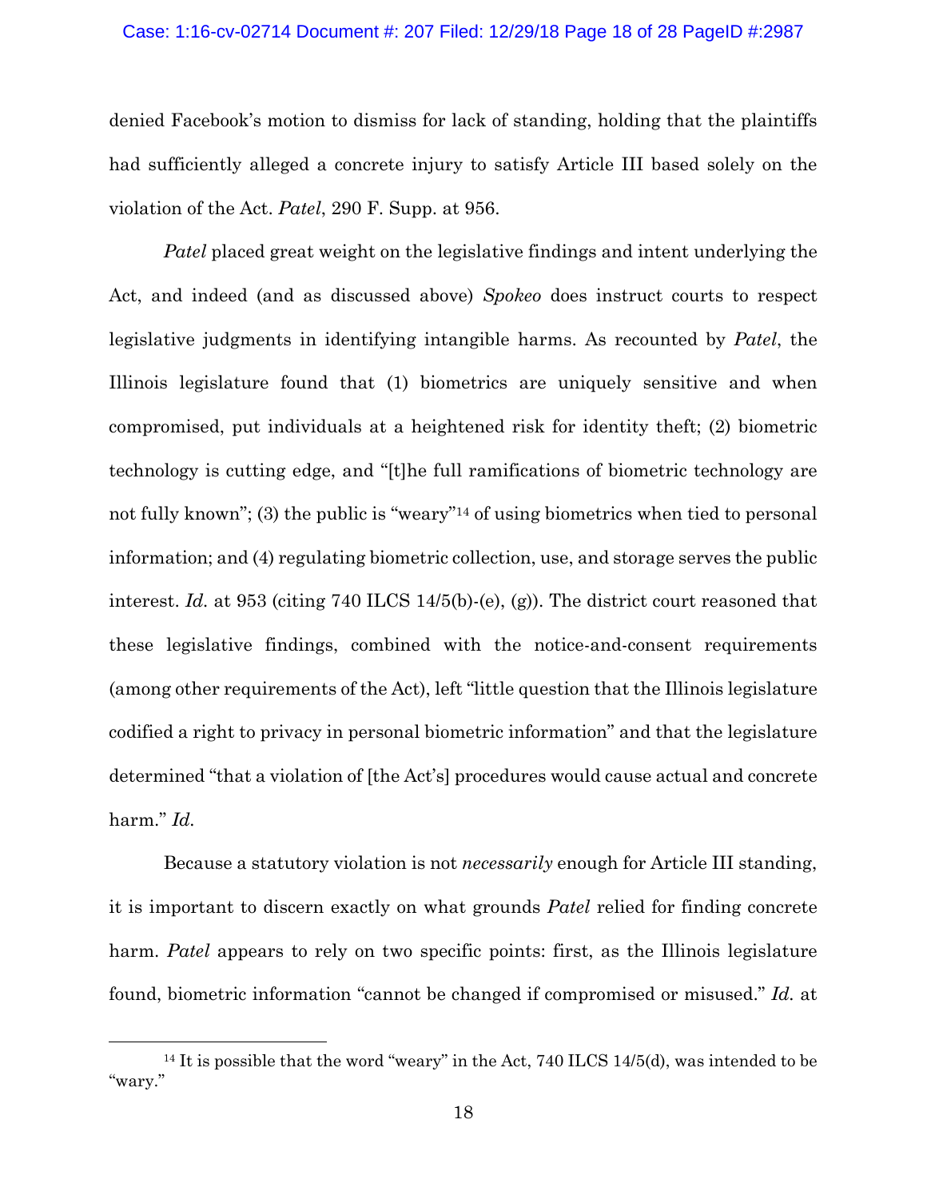denied Facebook's motion to dismiss for lack of standing, holding that the plaintiffs had sufficiently alleged a concrete injury to satisfy Article III based solely on the violation of the Act. *Patel*, 290 F. Supp. at 956.

*Patel* placed great weight on the legislative findings and intent underlying the Act, and indeed (and as discussed above) *Spokeo* does instruct courts to respect legislative judgments in identifying intangible harms. As recounted by *Patel*, the Illinois legislature found that (1) biometrics are uniquely sensitive and when compromised, put individuals at a heightened risk for identity theft; (2) biometric technology is cutting edge, and "[t]he full ramifications of biometric technology are not fully known"; (3) the public is "weary"[14] of using biometrics when tied to personal information; and (4) regulating biometric collection, use, and storage serves the public interest. *Id.* at 953 (citing 740 ILCS 14/5(b)-(e), (g)). The district court reasoned that these legislative findings, combined with the notice-and-consent requirements (among other requirements of the Act), left "little question that the Illinois legislature codified a right to privacy in personal biometric information" and that the legislature determined "that a violation of [the Act's] procedures would cause actual and concrete harm." *Id.*

Because a statutory violation is not *necessarily* enough for Article III standing, it is important to discern exactly on what grounds *Patel* relied for finding concrete harm. *Patel* appears to rely on two specific points: first, as the Illinois legislature found, biometric information "cannot be changed if compromised or misused." *Id.* at

---

[14] It is possible that the word "weary" in the Act, 740 ILCS 14/5(d), was intended to be "wary."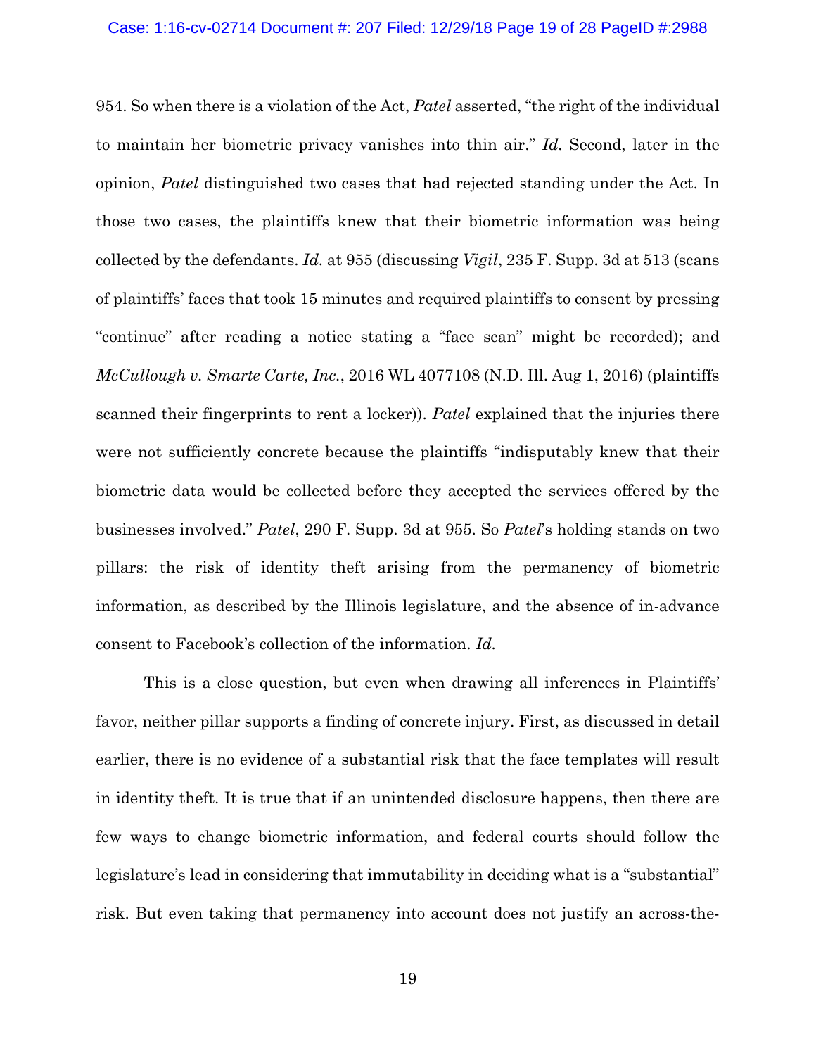954. So when there is a violation of the Act, *Patel* asserted, "the right of the individual to maintain her biometric privacy vanishes into thin air." *Id.* Second, later in the opinion, *Patel* distinguished two cases that had rejected standing under the Act. In those two cases, the plaintiffs knew that their biometric information was being collected by the defendants. *Id.* at 955 (discussing *Vigil*, 235 F. Supp. 3d at 513 (scans of plaintiffs' faces that took 15 minutes and required plaintiffs to consent by pressing "continue" after reading a notice stating a "face scan" might be recorded); and *McCullough v. Smarte Carte, Inc.*, 2016 WL 4077108 (N.D. Ill. Aug 1, 2016) (plaintiffs scanned their fingerprints to rent a locker)). *Patel* explained that the injuries there were not sufficiently concrete because the plaintiffs "indisputably knew that their biometric data would be collected before they accepted the services offered by the businesses involved." *Patel*, 290 F. Supp. 3d at 955. So *Patel*'s holding stands on two pillars: the risk of identity theft arising from the permanency of biometric information, as described by the Illinois legislature, and the absence of in-advance consent to Facebook's collection of the information. *Id.*

This is a close question, but even when drawing all inferences in Plaintiffs' favor, neither pillar supports a finding of concrete injury. First, as discussed in detail earlier, there is no evidence of a substantial risk that the face templates will result in identity theft. It is true that if an unintended disclosure happens, then there are few ways to change biometric information, and federal courts should follow the legislature's lead in considering that immutability in deciding what is a "substantial" risk. But even taking that permanency into account does not justify an across-the-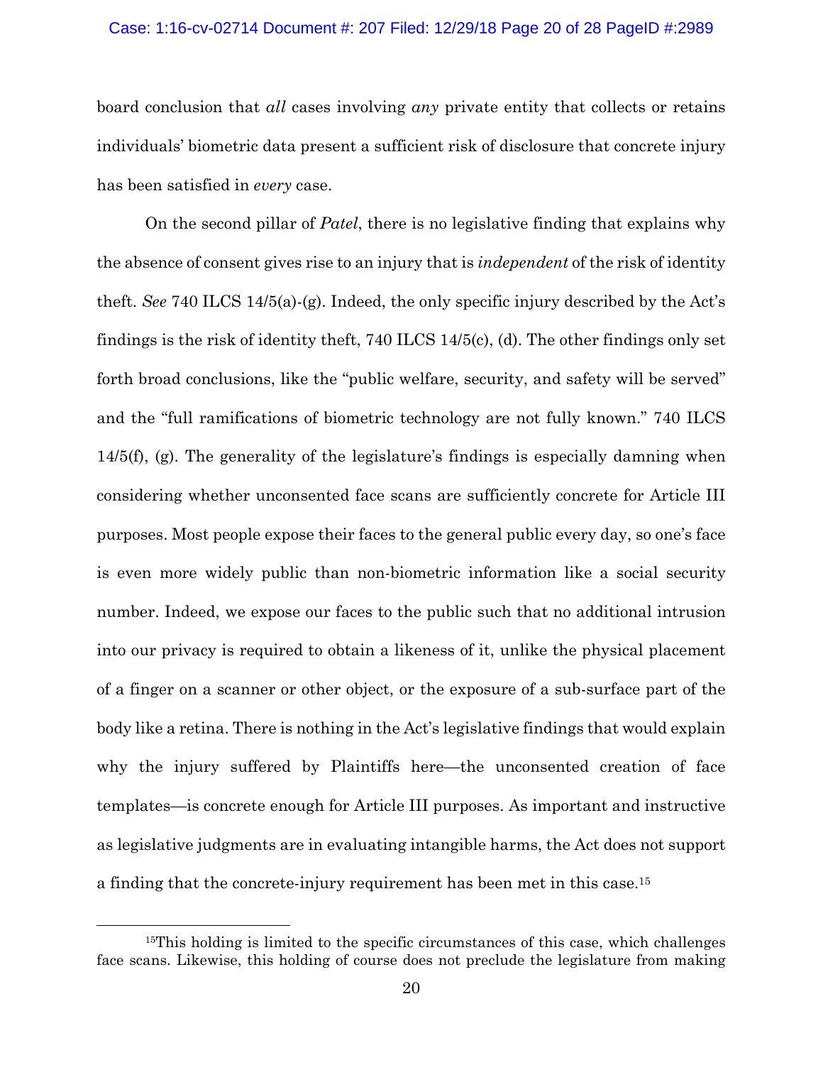board conclusion that *all* cases involving *any* private entity that collects or retains individuals' biometric data present a sufficient risk of disclosure that concrete injury has been satisfied in *every* case.

On the second pillar of *Patel*, there is no legislative finding that explains why the absence of consent gives rise to an injury that is *independent* of the risk of identity theft. *See* 740 ILCS 14/5(a)-(g). Indeed, the only specific injury described by the Act's findings is the risk of identity theft, 740 ILCS 14/5(c), (d). The other findings only set forth broad conclusions, like the "public welfare, security, and safety will be served" and the "full ramifications of biometric technology are not fully known." 740 ILCS 14/5(f), (g). The generality of the legislature's findings is especially damning when considering whether unconsented face scans are sufficiently concrete for Article III purposes. Most people expose their faces to the general public every day, so one's face is even more widely public than non-biometric information like a social security number. Indeed, we expose our faces to the public such that no additional intrusion into our privacy is required to obtain a likeness of it, unlike the physical placement of a finger on a scanner or other object, or the exposure of a sub-surface part of the body like a retina. There is nothing in the Act's legislative findings that would explain why the injury suffered by Plaintiffs here—the unconsented creation of face templates—is concrete enough for Article III purposes. As important and instructive as legislative judgments are in evaluating intangible harms, the Act does not support a finding that the concrete-injury requirement has been met in this case.[15]

[15] This holding is limited to the specific circumstances of this case, which challenges face scans. Likewise, this holding of course does not preclude the legislature from making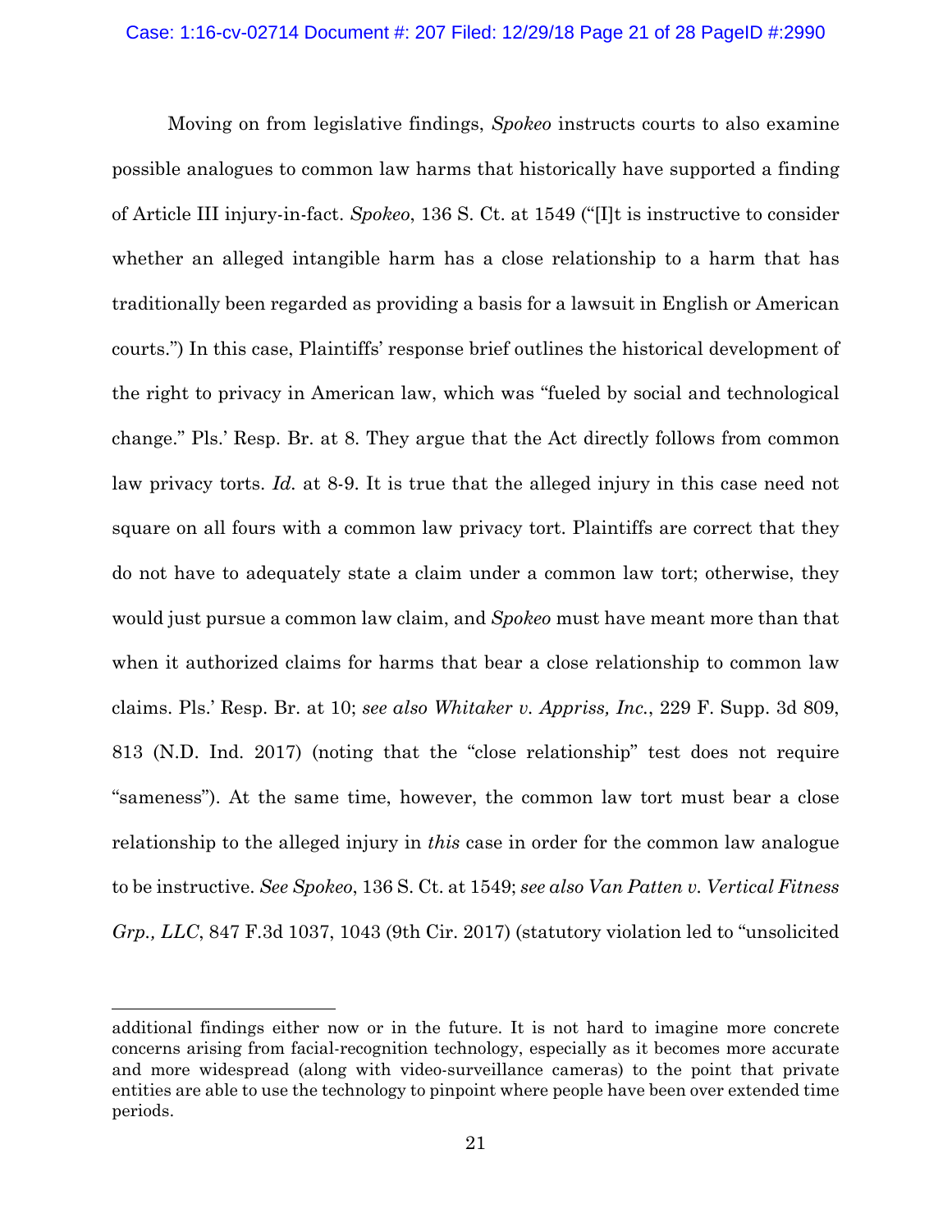Moving on from legislative findings, *Spokeo* instructs courts to also examine possible analogues to common law harms that historically have supported a finding of Article III injury-in-fact. *Spokeo*, 136 S. Ct. at 1549 ("[I]t is instructive to consider whether an alleged intangible harm has a close relationship to a harm that has traditionally been regarded as providing a basis for a lawsuit in English or American courts.") In this case, Plaintiffs' response brief outlines the historical development of the right to privacy in American law, which was "fueled by social and technological change." Pls.' Resp. Br. at 8. They argue that the Act directly follows from common law privacy torts. *Id.* at 8-9. It is true that the alleged injury in this case need not square on all fours with a common law privacy tort. Plaintiffs are correct that they do not have to adequately state a claim under a common law tort; otherwise, they would just pursue a common law claim, and *Spokeo* must have meant more than that when it authorized claims for harms that bear a close relationship to common law claims. Pls.' Resp. Br. at 10; *see also Whitaker v. Appriss, Inc.*, 229 F. Supp. 3d 809, 813 (N.D. Ind. 2017) (noting that the "close relationship" test does not require "sameness"). At the same time, however, the common law tort must bear a close relationship to the alleged injury in *this* case in order for the common law analogue to be instructive. *See Spokeo*, 136 S. Ct. at 1549; *see also Van Patten v. Vertical Fitness Grp., LLC*, 847 F.3d 1037, 1043 (9th Cir. 2017) (statutory violation led to "unsolicited

---

additional findings either now or in the future. It is not hard to imagine more concrete concerns arising from facial-recognition technology, especially as it becomes more accurate and more widespread (along with video-surveillance cameras) to the point that private entities are able to use the technology to pinpoint where people have been over extended time periods.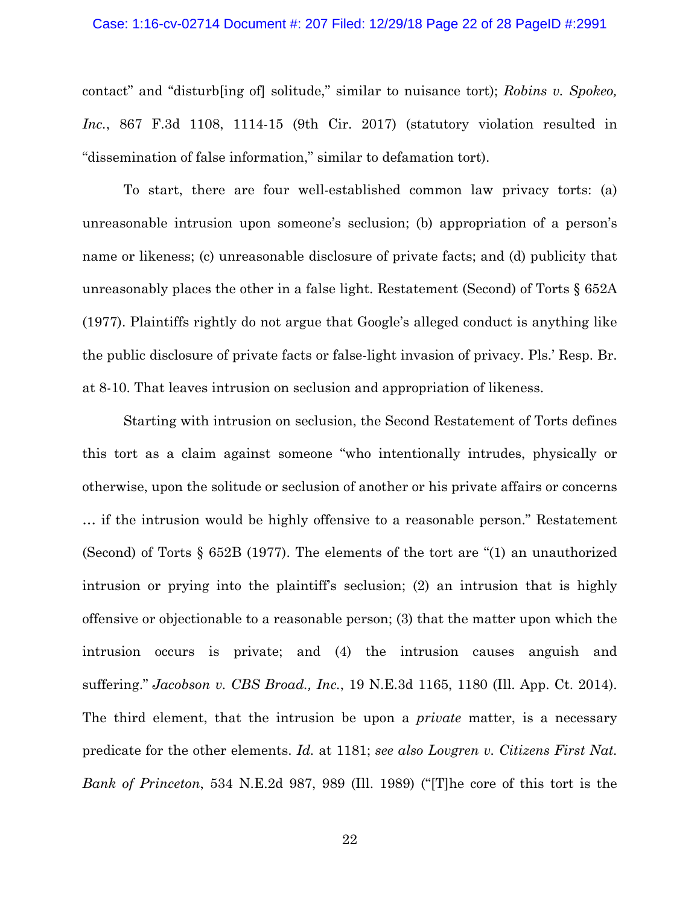contact" and "disturb[ing of] solitude," similar to nuisance tort); *Robins v. Spokeo, Inc.*, 867 F.3d 1108, 1114-15 (9th Cir. 2017) (statutory violation resulted in "dissemination of false information," similar to defamation tort).

To start, there are four well-established common law privacy torts: (a) unreasonable intrusion upon someone's seclusion; (b) appropriation of a person's name or likeness; (c) unreasonable disclosure of private facts; and (d) publicity that unreasonably places the other in a false light. Restatement (Second) of Torts § 652A (1977). Plaintiffs rightly do not argue that Google's alleged conduct is anything like the public disclosure of private facts or false-light invasion of privacy. Pls.' Resp. Br. at 8-10. That leaves intrusion on seclusion and appropriation of likeness.

Starting with intrusion on seclusion, the Second Restatement of Torts defines this tort as a claim against someone "who intentionally intrudes, physically or otherwise, upon the solitude or seclusion of another or his private affairs or concerns … if the intrusion would be highly offensive to a reasonable person." Restatement (Second) of Torts § 652B (1977). The elements of the tort are "(1) an unauthorized intrusion or prying into the plaintiff's seclusion; (2) an intrusion that is highly offensive or objectionable to a reasonable person; (3) that the matter upon which the intrusion occurs is private; and (4) the intrusion causes anguish and suffering." *Jacobson v. CBS Broad., Inc.*, 19 N.E.3d 1165, 1180 (Ill. App. Ct. 2014). The third element, that the intrusion be upon a *private* matter, is a necessary predicate for the other elements. *Id.* at 1181; *see also Lovgren v. Citizens First Nat. Bank of Princeton*, 534 N.E.2d 987, 989 (Ill. 1989) ("[T]he core of this tort is the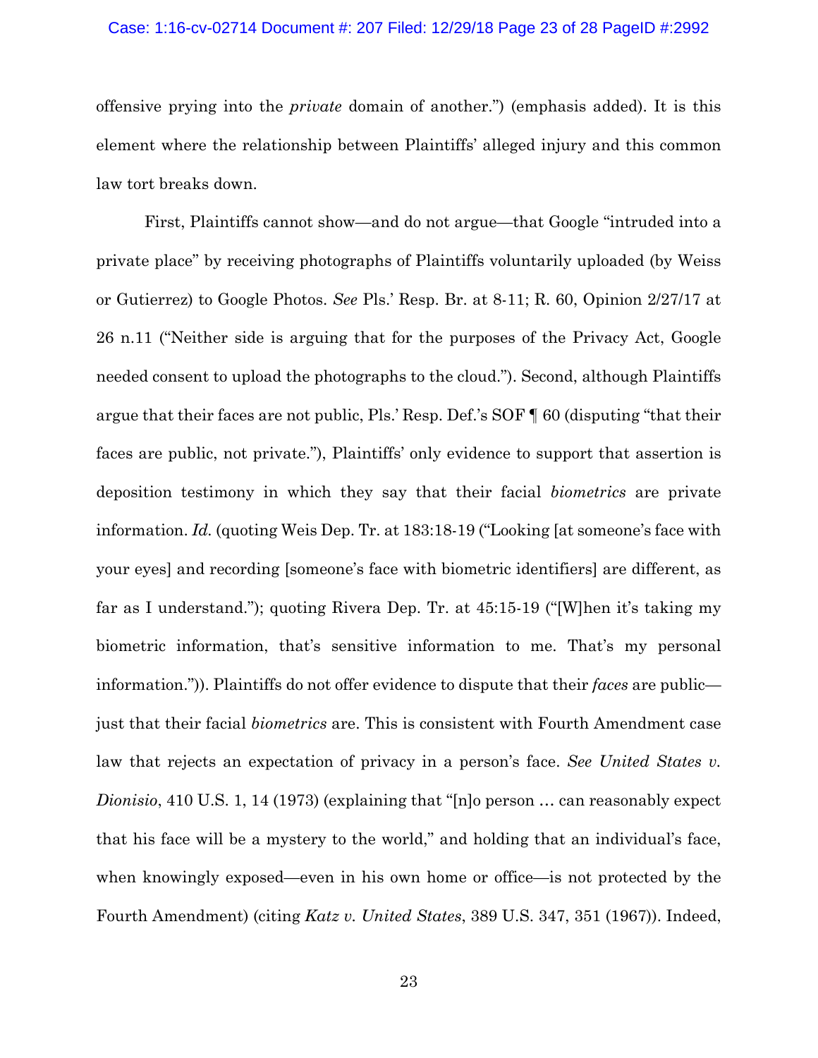offensive prying into the *private* domain of another.") (emphasis added). It is this element where the relationship between Plaintiffs' alleged injury and this common law tort breaks down.

First, Plaintiffs cannot show—and do not argue—that Google "intruded into a private place" by receiving photographs of Plaintiffs voluntarily uploaded (by Weiss or Gutierrez) to Google Photos. *See* Pls.' Resp. Br. at 8-11; R. 60, Opinion 2/27/17 at 26 n.11 ("Neither side is arguing that for the purposes of the Privacy Act, Google needed consent to upload the photographs to the cloud."). Second, although Plaintiffs argue that their faces are not public, Pls.' Resp. Def.'s SOF ¶ 60 (disputing "that their faces are public, not private."), Plaintiffs' only evidence to support that assertion is deposition testimony in which they say that their facial *biometrics* are private information. *Id.* (quoting Weis Dep. Tr. at 183:18-19 ("Looking [at someone's face with your eyes] and recording [someone's face with biometric identifiers] are different, as far as I understand."); quoting Rivera Dep. Tr. at 45:15-19 ("[W]hen it's taking my biometric information, that's sensitive information to me. That's my personal information.")). Plaintiffs do not offer evidence to dispute that their *faces* are public—just that their facial *biometrics* are. This is consistent with Fourth Amendment case law that rejects an expectation of privacy in a person's face. *See United States v. Dionisio*, 410 U.S. 1, 14 (1973) (explaining that "[n]o person … can reasonably expect that his face will be a mystery to the world," and holding that an individual's face, when knowingly exposed—even in his own home or office—is not protected by the Fourth Amendment) (citing *Katz v. United States*, 389 U.S. 347, 351 (1967)). Indeed,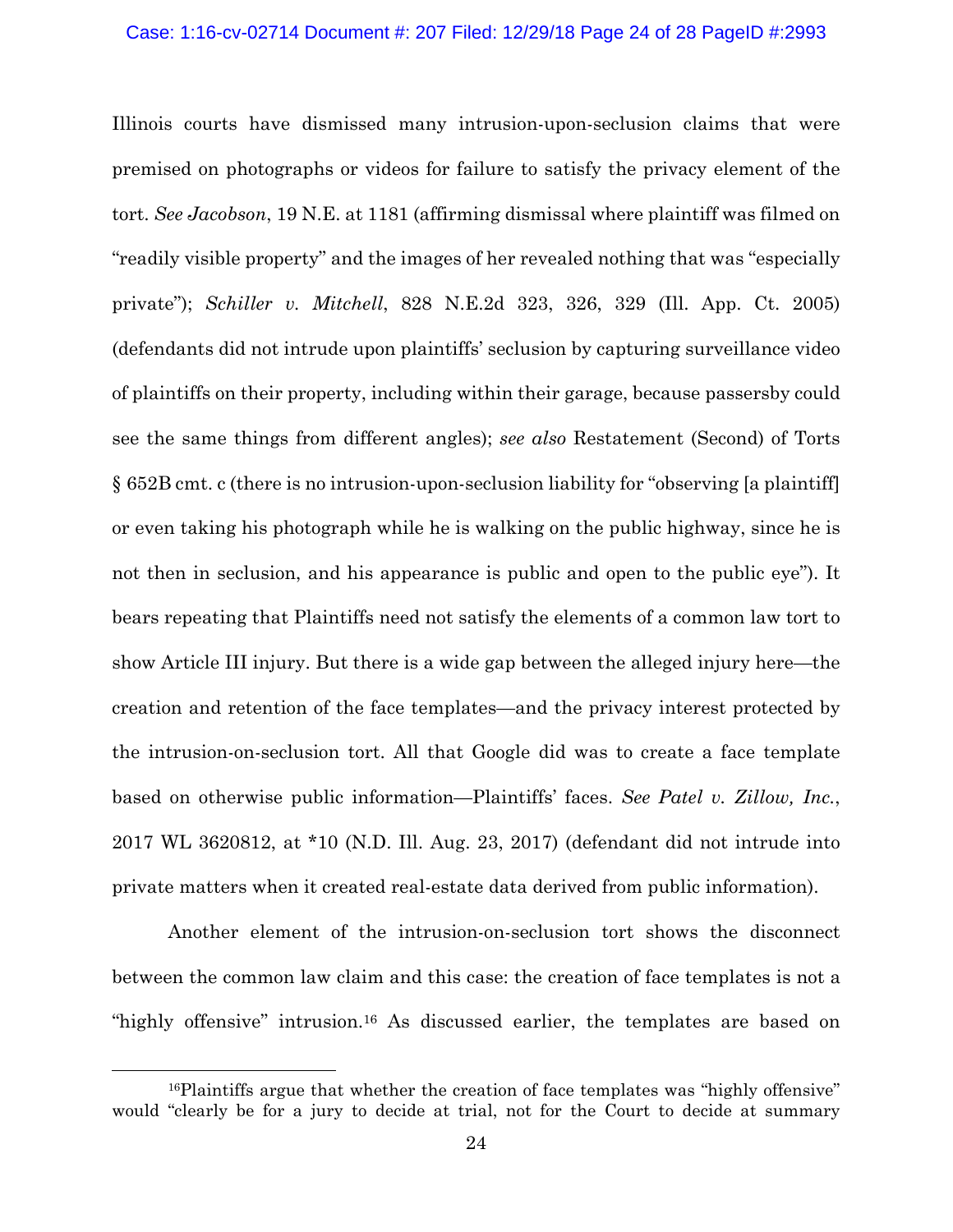Illinois courts have dismissed many intrusion-upon-seclusion claims that were premised on photographs or videos for failure to satisfy the privacy element of the tort. *See Jacobson*, 19 N.E. at 1181 (affirming dismissal where plaintiff was filmed on "readily visible property" and the images of her revealed nothing that was "especially private"); *Schiller v. Mitchell*, 828 N.E.2d 323, 326, 329 (Ill. App. Ct. 2005) (defendants did not intrude upon plaintiffs' seclusion by capturing surveillance video of plaintiffs on their property, including within their garage, because passersby could see the same things from different angles); *see also* Restatement (Second) of Torts § 652B cmt. c (there is no intrusion-upon-seclusion liability for "observing [a plaintiff] or even taking his photograph while he is walking on the public highway, since he is not then in seclusion, and his appearance is public and open to the public eye"). It bears repeating that Plaintiffs need not satisfy the elements of a common law tort to show Article III injury. But there is a wide gap between the alleged injury here—the creation and retention of the face templates—and the privacy interest protected by the intrusion-on-seclusion tort. All that Google did was to create a face template based on otherwise public information—Plaintiffs' faces. *See Patel v. Zillow, Inc.*, 2017 WL 3620812, at *10 (N.D. Ill. Aug. 23, 2017) (defendant did not intrude into private matters when it created real-estate data derived from public information).

Another element of the intrusion-on-seclusion tort shows the disconnect between the common law claim and this case: the creation of face templates is not a "highly offensive" intrusion.[16] As discussed earlier, the templates are based on

[16]Plaintiffs argue that whether the creation of face templates was "highly offensive" would "clearly be for a jury to decide at trial, not for the Court to decide at summary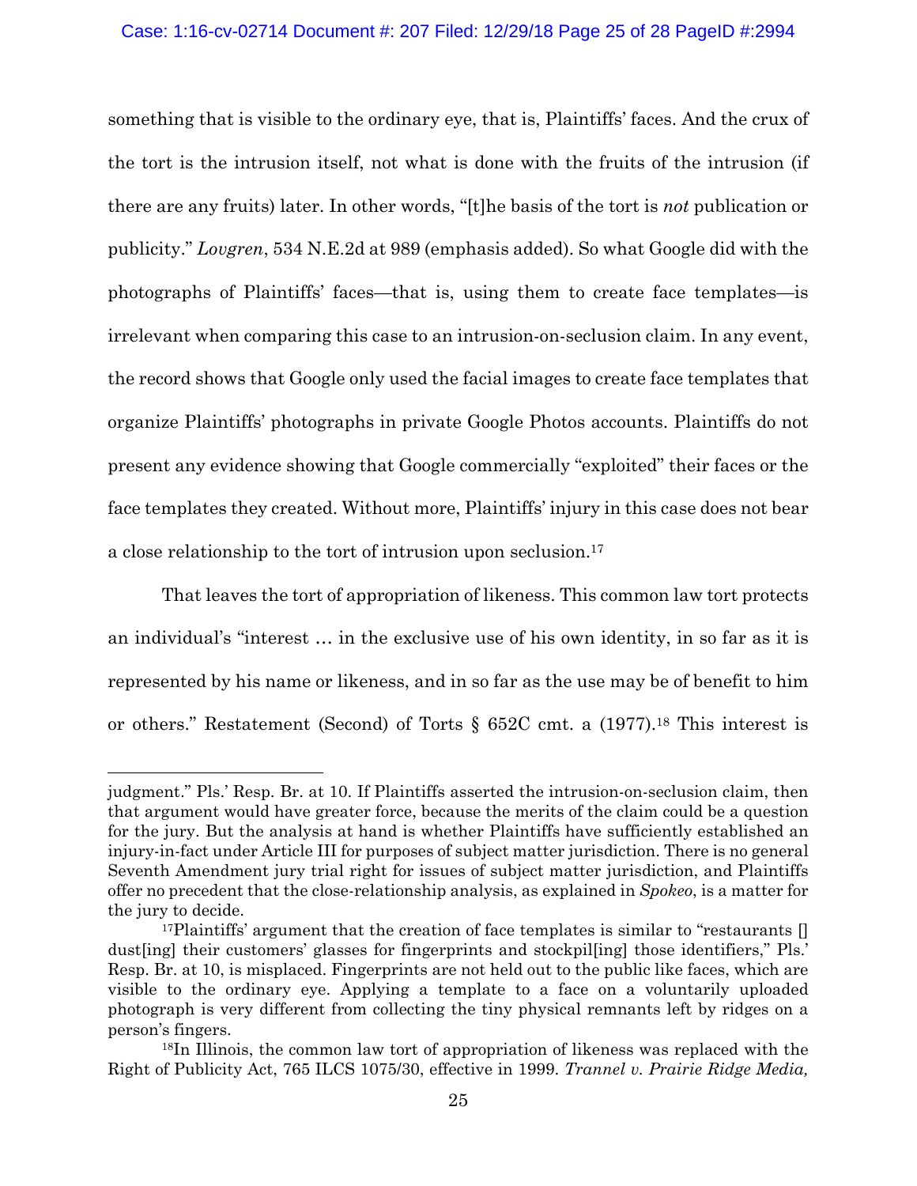something that is visible to the ordinary eye, that is, Plaintiffs' faces. And the crux of the tort is the intrusion itself, not what is done with the fruits of the intrusion (if there are any fruits) later. In other words, "[t]he basis of the tort is *not* publication or publicity." *Lovgren*, 534 N.E.2d at 989 (emphasis added). So what Google did with the photographs of Plaintiffs' faces—that is, using them to create face templates—is irrelevant when comparing this case to an intrusion-on-seclusion claim. In any event, the record shows that Google only used the facial images to create face templates that organize Plaintiffs' photographs in private Google Photos accounts. Plaintiffs do not present any evidence showing that Google commercially "exploited" their faces or the face templates they created. Without more, Plaintiffs' injury in this case does not bear a close relationship to the tort of intrusion upon seclusion.[17]

That leaves the tort of appropriation of likeness. This common law tort protects an individual's "interest … in the exclusive use of his own identity, in so far as it is represented by his name or likeness, and in so far as the use may be of benefit to him or others." Restatement (Second) of Torts § 652C cmt. a (1977).[18] This interest is

---

judgment." Pls.' Resp. Br. at 10. If Plaintiffs asserted the intrusion-on-seclusion claim, then that argument would have greater force, because the merits of the claim could be a question for the jury. But the analysis at hand is whether Plaintiffs have sufficiently established an injury-in-fact under Article III for purposes of subject matter jurisdiction. There is no general Seventh Amendment jury trial right for issues of subject matter jurisdiction, and Plaintiffs offer no precedent that the close-relationship analysis, as explained in *Spokeo*, is a matter for the jury to decide.

[17] Plaintiffs' argument that the creation of face templates is similar to "restaurants [] dust[ing] their customers' glasses for fingerprints and stockpil[ing] those identifiers," Pls.' Resp. Br. at 10, is misplaced. Fingerprints are not held out to the public like faces, which are visible to the ordinary eye. Applying a template to a face on a voluntarily uploaded photograph is very different from collecting the tiny physical remnants left by ridges on a person's fingers.

[18] In Illinois, the common law tort of appropriation of likeness was replaced with the Right of Publicity Act, 765 ILCS 1075/30, effective in 1999. *Trannel v. Prairie Ridge Media,*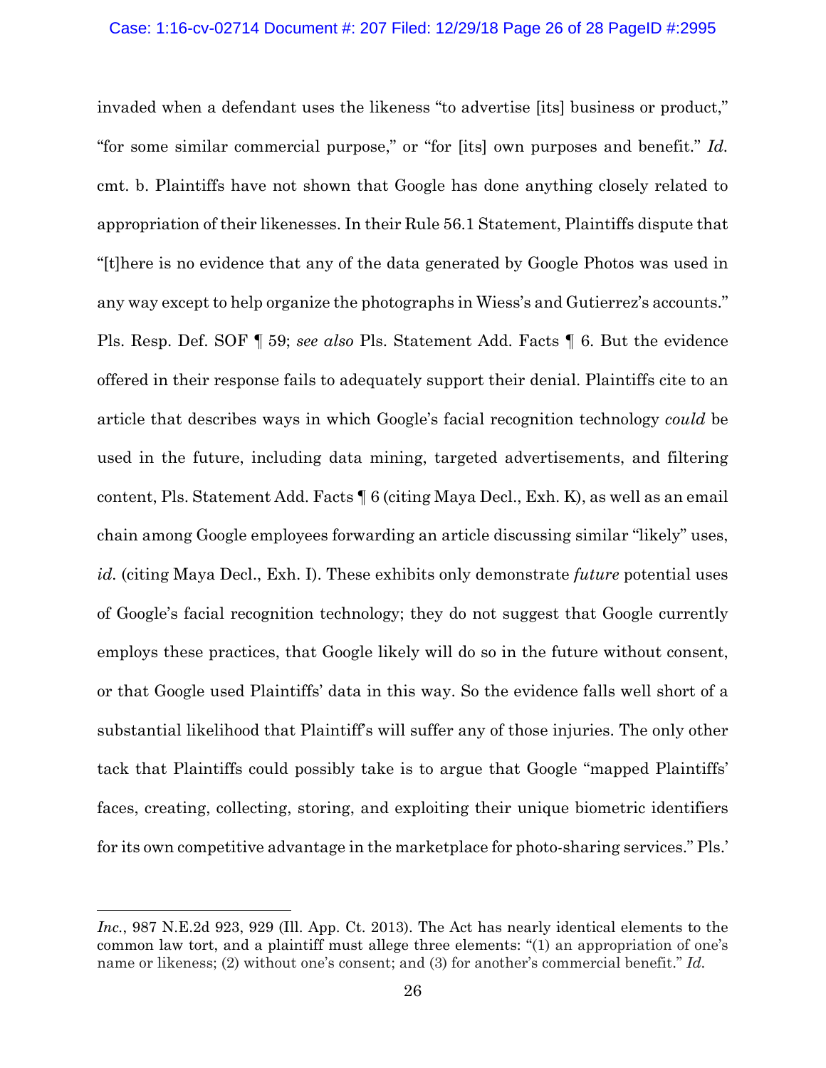invaded when a defendant uses the likeness "to advertise [its] business or product," "for some similar commercial purpose," or "for [its] own purposes and benefit." *Id.* cmt. b. Plaintiffs have not shown that Google has done anything closely related to appropriation of their likenesses. In their Rule 56.1 Statement, Plaintiffs dispute that "[t]here is no evidence that any of the data generated by Google Photos was used in any way except to help organize the photographs in Wiess's and Gutierrez's accounts." Pls. Resp. Def. SOF ¶ 59; *see also* Pls. Statement Add. Facts ¶ 6. But the evidence offered in their response fails to adequately support their denial. Plaintiffs cite to an article that describes ways in which Google's facial recognition technology *could* be used in the future, including data mining, targeted advertisements, and filtering content, Pls. Statement Add. Facts ¶ 6 (citing Maya Decl., Exh. K), as well as an email chain among Google employees forwarding an article discussing similar "likely" uses, *id.* (citing Maya Decl., Exh. I). These exhibits only demonstrate *future* potential uses of Google's facial recognition technology; they do not suggest that Google currently employs these practices, that Google likely will do so in the future without consent, or that Google used Plaintiffs' data in this way. So the evidence falls well short of a substantial likelihood that Plaintiff's will suffer any of those injuries. The only other tack that Plaintiffs could possibly take is to argue that Google "mapped Plaintiffs' faces, creating, collecting, storing, and exploiting their unique biometric identifiers for its own competitive advantage in the marketplace for photo-sharing services." Pls.'

---

*Inc.*, 987 N.E.2d 923, 929 (Ill. App. Ct. 2013). The Act has nearly identical elements to the common law tort, and a plaintiff must allege three elements: "(1) an appropriation of one's name or likeness; (2) without one's consent; and (3) for another's commercial benefit." *Id.*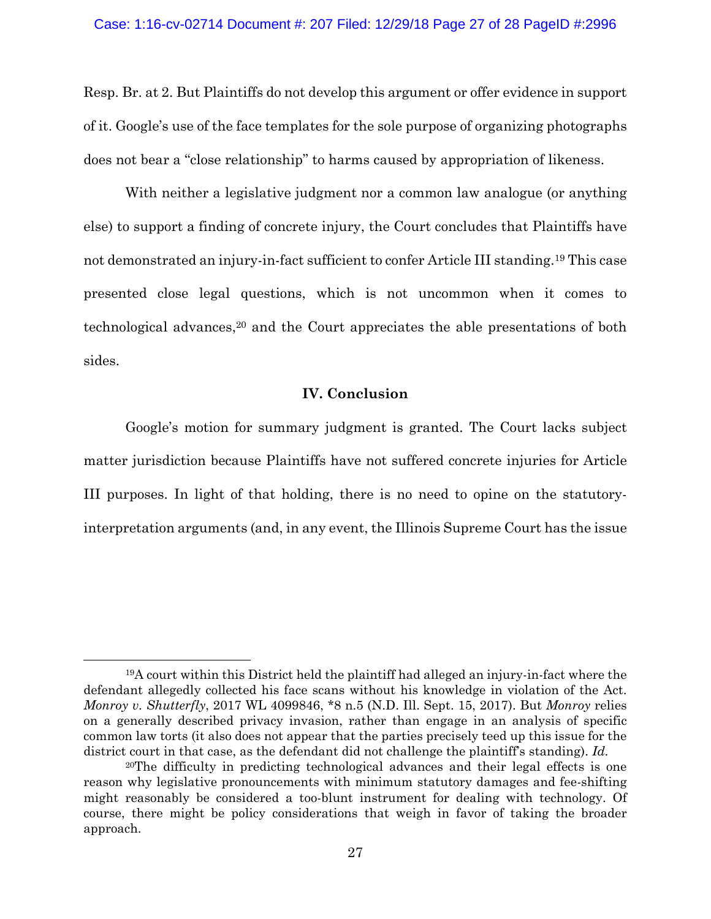Resp. Br. at 2. But Plaintiffs do not develop this argument or offer evidence in support of it. Google's use of the face templates for the sole purpose of organizing photographs does not bear a "close relationship" to harms caused by appropriation of likeness.

With neither a legislative judgment nor a common law analogue (or anything else) to support a finding of concrete injury, the Court concludes that Plaintiffs have not demonstrated an injury-in-fact sufficient to confer Article III standing.[19] This case presented close legal questions, which is not uncommon when it comes to technological advances,[20] and the Court appreciates the able presentations of both sides.

## IV. Conclusion

Google's motion for summary judgment is granted. The Court lacks subject matter jurisdiction because Plaintiffs have not suffered concrete injuries for Article III purposes. In light of that holding, there is no need to opine on the statutory-interpretation arguments (and, in any event, the Illinois Supreme Court has the issue

[19]A court within this District held the plaintiff had alleged an injury-in-fact where the defendant allegedly collected his face scans without his knowledge in violation of the Act. *Monroy v. Shutterfly*, 2017 WL 4099846, *8 n.5 (N.D. Ill. Sept. 15, 2017). But *Monroy* relies on a generally described privacy invasion, rather than engage in an analysis of specific common law torts (it also does not appear that the parties precisely teed up this issue for the district court in that case, as the defendant did not challenge the plaintiff's standing). *Id.*

[20]The difficulty in predicting technological advances and their legal effects is one reason why legislative pronouncements with minimum statutory damages and fee-shifting might reasonably be considered a too-blunt instrument for dealing with technology. Of course, there might be policy considerations that weigh in favor of taking the broader approach.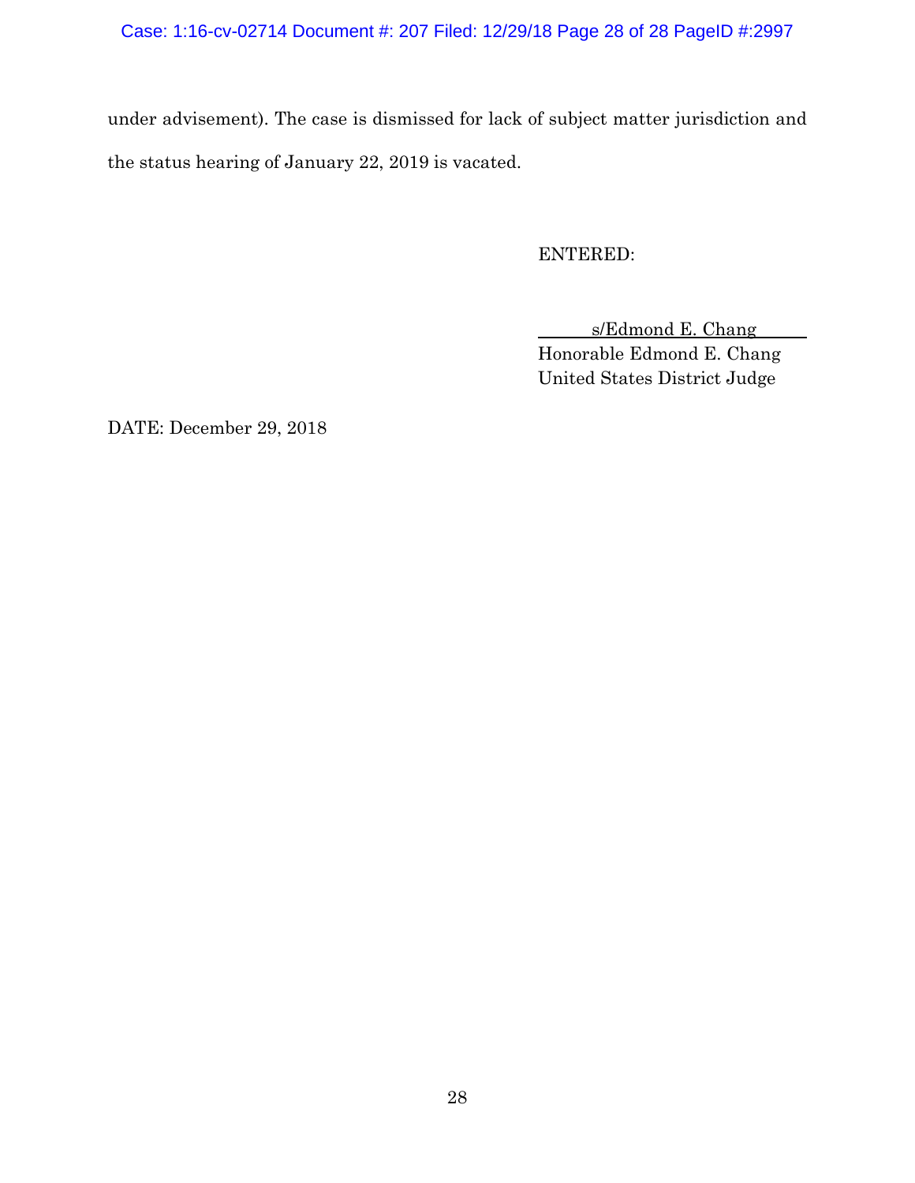under advisement). The case is dismissed for lack of subject matter jurisdiction and the status hearing of January 22, 2019 is vacated.

ENTERED:

s/Edmond E. Chang
Honorable Edmond E. Chang
United States District Judge

DATE: December 29, 2018